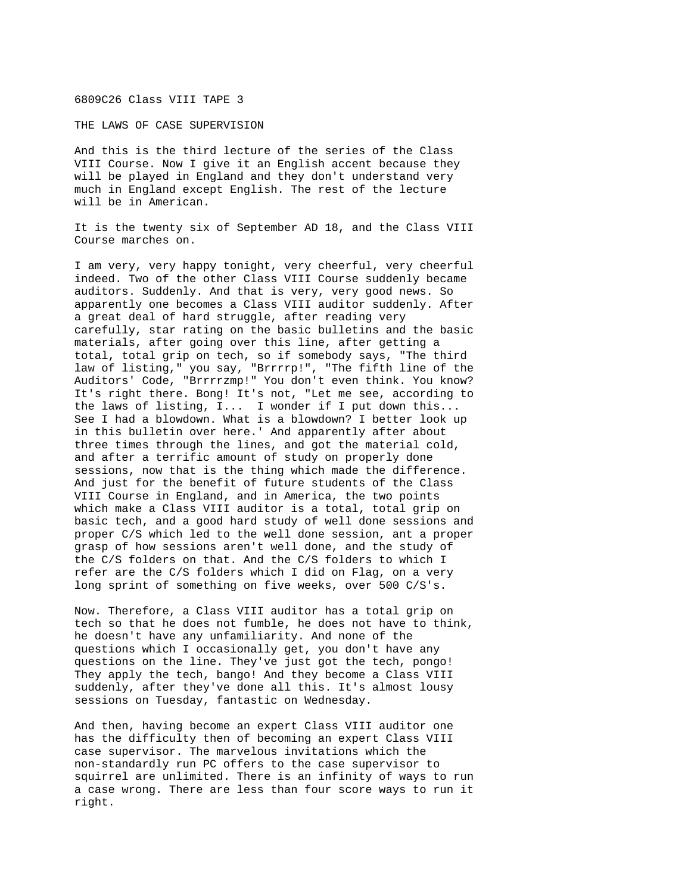6809C26 Class VIII TAPE 3

THE LAWS OF CASE SUPERVISION

And this is the third lecture of the series of the Class VIII Course. Now I give it an English accent because they will be played in England and they don't understand very much in England except English. The rest of the lecture will be in American.

It is the twenty six of September AD 18, and the Class VIII Course marches on.

I am very, very happy tonight, very cheerful, very cheerful indeed. Two of the other Class VIII Course suddenly became auditors. Suddenly. And that is very, very good news. So apparently one becomes a Class VIII auditor suddenly. After a great deal of hard struggle, after reading very carefully, star rating on the basic bulletins and the basic materials, after going over this line, after getting a total, total grip on tech, so if somebody says, "The third law of listing," you say, "Brrrrp!", "The fifth line of the Auditors' Code, "Brrrrzmp!" You don't even think. You know? It's right there. Bong! It's not, "Let me see, according to the laws of listing, I... I wonder if I put down this... See I had a blowdown. What is a blowdown? I better look up in this bulletin over here.' And apparently after about three times through the lines, and got the material cold, and after a terrific amount of study on properly done sessions, now that is the thing which made the difference. And just for the benefit of future students of the Class VIII Course in England, and in America, the two points which make a Class VIII auditor is a total, total grip on basic tech, and a good hard study of well done sessions and proper C/S which led to the well done session, ant a proper grasp of how sessions aren't well done, and the study of the C/S folders on that. And the C/S folders to which I refer are the C/S folders which I did on Flag, on a very long sprint of something on five weeks, over 500 C/S's.

Now. Therefore, a Class VIII auditor has a total grip on tech so that he does not fumble, he does not have to think, he doesn't have any unfamiliarity. And none of the questions which I occasionally get, you don't have any questions on the line. They've just got the tech, pongo! They apply the tech, bango! And they become a Class VIII suddenly, after they've done all this. It's almost lousy sessions on Tuesday, fantastic on Wednesday.

And then, having become an expert Class VIII auditor one has the difficulty then of becoming an expert Class VIII case supervisor. The marvelous invitations which the non-standardly run PC offers to the case supervisor to squirrel are unlimited. There is an infinity of ways to run a case wrong. There are less than four score ways to run it right.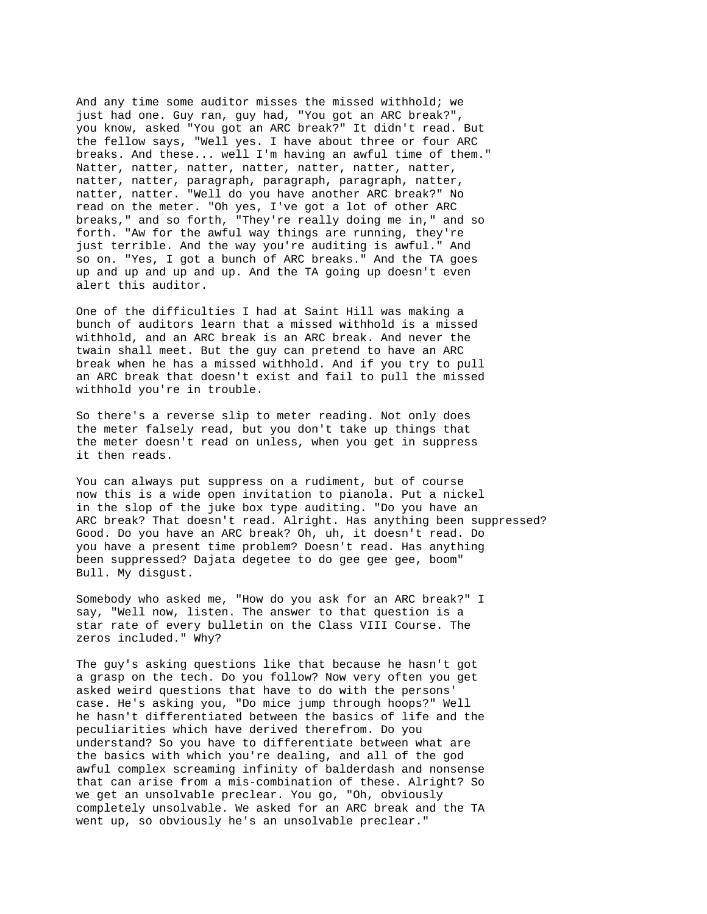And any time some auditor misses the missed withhold; we just had one. Guy ran, guy had, "You got an ARC break?", you know, asked "You got an ARC break?" It didn't read. But the fellow says, "Well yes. I have about three or four ARC breaks. And these... well I'm having an awful time of them." Natter, natter, natter, natter, natter, natter, natter, natter, natter, paragraph, paragraph, paragraph, natter, natter, natter. "Well do you have another ARC break?" No read on the meter. "Oh yes, I've got a lot of other ARC breaks," and so forth, "They're really doing me in," and so forth. "Aw for the awful way things are running, they're just terrible. And the way you're auditing is awful." And so on. "Yes, I got a bunch of ARC breaks." And the TA goes up and up and up and up. And the TA going up doesn't even alert this auditor.

One of the difficulties I had at Saint Hill was making a bunch of auditors learn that a missed withhold is a missed withhold, and an ARC break is an ARC break. And never the twain shall meet. But the guy can pretend to have an ARC break when he has a missed withhold. And if you try to pull an ARC break that doesn't exist and fail to pull the missed withhold you're in trouble.

So there's a reverse slip to meter reading. Not only does the meter falsely read, but you don't take up things that the meter doesn't read on unless, when you get in suppress it then reads.

You can always put suppress on a rudiment, but of course now this is a wide open invitation to pianola. Put a nickel in the slop of the juke box type auditing. "Do you have an ARC break? That doesn't read. Alright. Has anything been suppressed? Good. Do you have an ARC break? Oh, uh, it doesn't read. Do you have a present time problem? Doesn't read. Has anything been suppressed? Dajata degetee to do gee gee gee, boom" Bull. My disgust.

Somebody who asked me, "How do you ask for an ARC break?" I say, "Well now, listen. The answer to that question is a star rate of every bulletin on the Class VIII Course. The zeros included." Why?

The guy's asking questions like that because he hasn't got a grasp on the tech. Do you follow? Now very often you get asked weird questions that have to do with the persons' case. He's asking you, "Do mice jump through hoops?" Well he hasn't differentiated between the basics of life and the peculiarities which have derived therefrom. Do you understand? So you have to differentiate between what are the basics with which you're dealing, and all of the god awful complex screaming infinity of balderdash and nonsense that can arise from a mis-combination of these. Alright? So we get an unsolvable preclear. You go, "Oh, obviously completely unsolvable. We asked for an ARC break and the TA went up, so obviously he's an unsolvable preclear."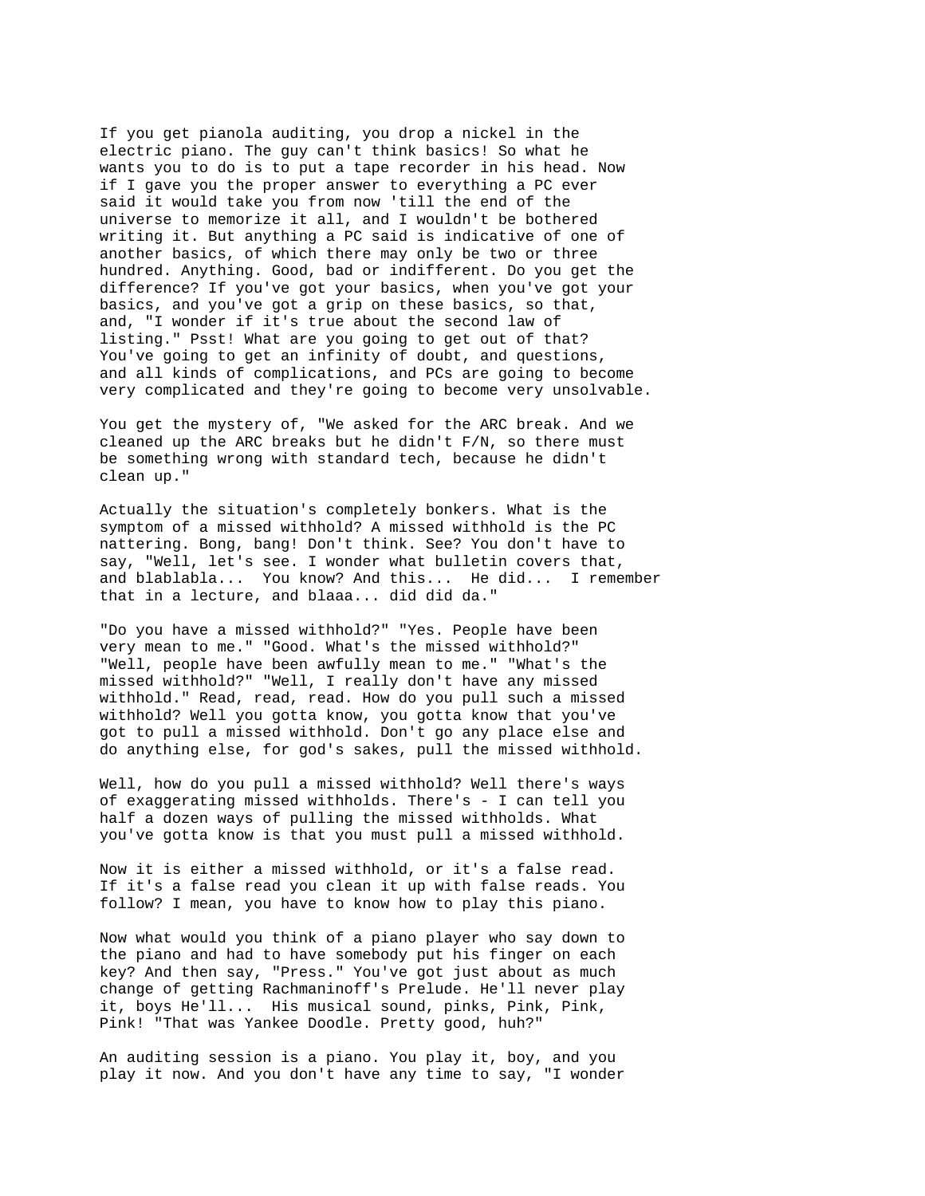If you get pianola auditing, you drop a nickel in the electric piano. The guy can't think basics! So what he wants you to do is to put a tape recorder in his head. Now if I gave you the proper answer to everything a PC ever said it would take you from now 'till the end of the universe to memorize it all, and I wouldn't be bothered writing it. But anything a PC said is indicative of one of another basics, of which there may only be two or three hundred. Anything. Good, bad or indifferent. Do you get the difference? If you've got your basics, when you've got your basics, and you've got a grip on these basics, so that, and, "I wonder if it's true about the second law of listing." Psst! What are you going to get out of that? You've going to get an infinity of doubt, and questions, and all kinds of complications, and PCs are going to become very complicated and they're going to become very unsolvable.

You get the mystery of, "We asked for the ARC break. And we cleaned up the ARC breaks but he didn't F/N, so there must be something wrong with standard tech, because he didn't clean up."

Actually the situation's completely bonkers. What is the symptom of a missed withhold? A missed withhold is the PC nattering. Bong, bang! Don't think. See? You don't have to say, "Well, let's see. I wonder what bulletin covers that, and blablabla... You know? And this... He did... I remember that in a lecture, and blaaa... did did da."

"Do you have a missed withhold?" "Yes. People have been very mean to me." "Good. What's the missed withhold?" "Well, people have been awfully mean to me." "What's the missed withhold?" "Well, I really don't have any missed withhold." Read, read, read. How do you pull such a missed withhold? Well you gotta know, you gotta know that you've got to pull a missed withhold. Don't go any place else and do anything else, for god's sakes, pull the missed withhold.

Well, how do you pull a missed withhold? Well there's ways of exaggerating missed withholds. There's - I can tell you half a dozen ways of pulling the missed withholds. What you've gotta know is that you must pull a missed withhold.

Now it is either a missed withhold, or it's a false read. If it's a false read you clean it up with false reads. You follow? I mean, you have to know how to play this piano.

Now what would you think of a piano player who say down to the piano and had to have somebody put his finger on each key? And then say, "Press." You've got just about as much change of getting Rachmaninoff's Prelude. He'll never play it, boys He'll... His musical sound, pinks, Pink, Pink, Pink! "That was Yankee Doodle. Pretty good, huh?"

An auditing session is a piano. You play it, boy, and you play it now. And you don't have any time to say, "I wonder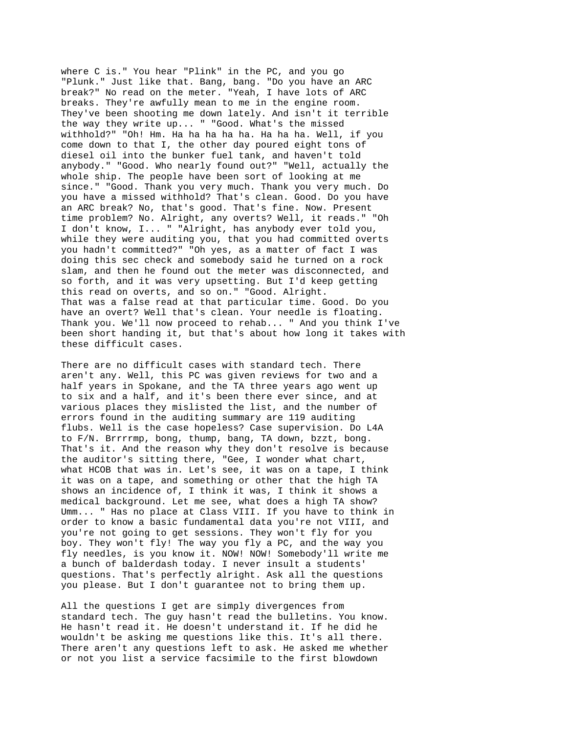where C is." You hear "Plink" in the PC, and you go "Plunk." Just like that. Bang, bang. "Do you have an ARC break?" No read on the meter. "Yeah, I have lots of ARC breaks. They're awfully mean to me in the engine room. They've been shooting me down lately. And isn't it terrible the way they write up... " "Good. What's the missed withhold?" "Oh! Hm. Ha ha ha ha ha. Ha ha ha. Well, if you come down to that I, the other day poured eight tons of diesel oil into the bunker fuel tank, and haven't told anybody." "Good. Who nearly found out?" "Well, actually the whole ship. The people have been sort of looking at me since." "Good. Thank you very much. Thank you very much. Do you have a missed withhold? That's clean. Good. Do you have an ARC break? No, that's good. That's fine. Now. Present time problem? No. Alright, any overts? Well, it reads." "Oh I don't know, I... " "Alright, has anybody ever told you, while they were auditing you, that you had committed overts you hadn't committed?" "Oh yes, as a matter of fact I was doing this sec check and somebody said he turned on a rock slam, and then he found out the meter was disconnected, and so forth, and it was very upsetting. But I'd keep getting this read on overts, and so on." "Good. Alright. That was a false read at that particular time. Good. Do you have an overt? Well that's clean. Your needle is floating. Thank you. We'll now proceed to rehab... " And you think I've been short handing it, but that's about how long it takes with these difficult cases.

There are no difficult cases with standard tech. There aren't any. Well, this PC was given reviews for two and a half years in Spokane, and the TA three years ago went up to six and a half, and it's been there ever since, and at various places they mislisted the list, and the number of errors found in the auditing summary are 119 auditing flubs. Well is the case hopeless? Case supervision. Do L4A to F/N. Brrrrmp, bong, thump, bang, TA down, bzzt, bong. That's it. And the reason why they don't resolve is because the auditor's sitting there, "Gee, I wonder what chart, what HCOB that was in. Let's see, it was on a tape, I think it was on a tape, and something or other that the high TA shows an incidence of, I think it was, I think it shows a medical background. Let me see, what does a high TA show? Umm... " Has no place at Class VIII. If you have to think in order to know a basic fundamental data you're not VIII, and you're not going to get sessions. They won't fly for you boy. They won't fly! The way you fly a PC, and the way you fly needles, is you know it. NOW! NOW! Somebody'll write me a bunch of balderdash today. I never insult a students' questions. That's perfectly alright. Ask all the questions you please. But I don't guarantee not to bring them up.

All the questions I get are simply divergences from standard tech. The guy hasn't read the bulletins. You know. He hasn't read it. He doesn't understand it. If he did he wouldn't be asking me questions like this. It's all there. There aren't any questions left to ask. He asked me whether or not you list a service facsimile to the first blowdown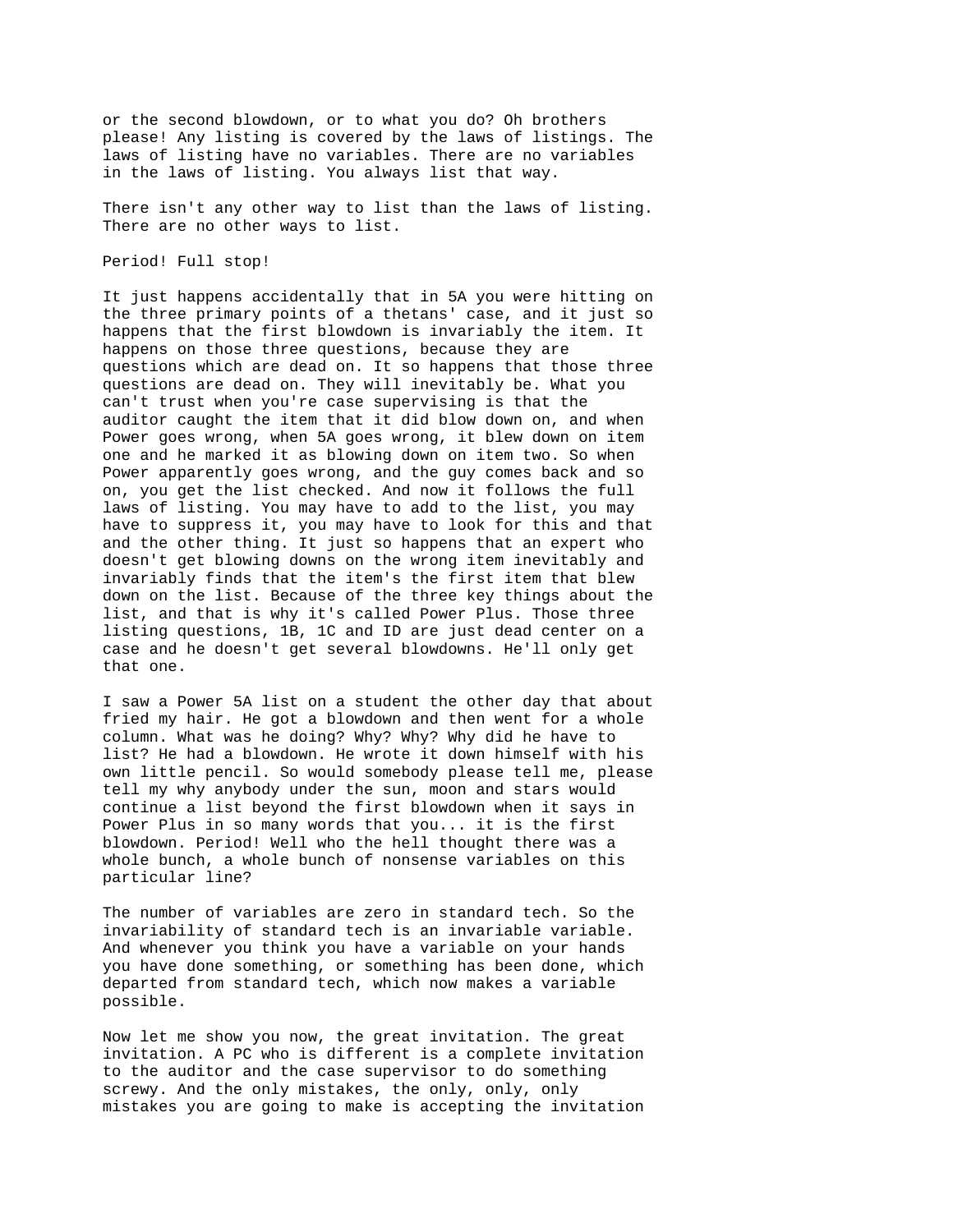or the second blowdown, or to what you do? Oh brothers please! Any listing is covered by the laws of listings. The laws of listing have no variables. There are no variables in the laws of listing. You always list that way.

There isn't any other way to list than the laws of listing. There are no other ways to list.

Period! Full stop!

It just happens accidentally that in 5A you were hitting on the three primary points of a thetans' case, and it just so happens that the first blowdown is invariably the item. It happens on those three questions, because they are questions which are dead on. It so happens that those three questions are dead on. They will inevitably be. What you can't trust when you're case supervising is that the auditor caught the item that it did blow down on, and when Power goes wrong, when 5A goes wrong, it blew down on item one and he marked it as blowing down on item two. So when Power apparently goes wrong, and the guy comes back and so on, you get the list checked. And now it follows the full laws of listing. You may have to add to the list, you may have to suppress it, you may have to look for this and that and the other thing. It just so happens that an expert who doesn't get blowing downs on the wrong item inevitably and invariably finds that the item's the first item that blew down on the list. Because of the three key things about the list, and that is why it's called Power Plus. Those three listing questions, 1B, 1C and ID are just dead center on a case and he doesn't get several blowdowns. He'll only get that one.

I saw a Power 5A list on a student the other day that about fried my hair. He got a blowdown and then went for a whole column. What was he doing? Why? Why? Why did he have to list? He had a blowdown. He wrote it down himself with his own little pencil. So would somebody please tell me, please tell my why anybody under the sun, moon and stars would continue a list beyond the first blowdown when it says in Power Plus in so many words that you... it is the first blowdown. Period! Well who the hell thought there was a whole bunch, a whole bunch of nonsense variables on this particular line?

The number of variables are zero in standard tech. So the invariability of standard tech is an invariable variable. And whenever you think you have a variable on your hands you have done something, or something has been done, which departed from standard tech, which now makes a variable possible.

Now let me show you now, the great invitation. The great invitation. A PC who is different is a complete invitation to the auditor and the case supervisor to do something screwy. And the only mistakes, the only, only, only mistakes you are going to make is accepting the invitation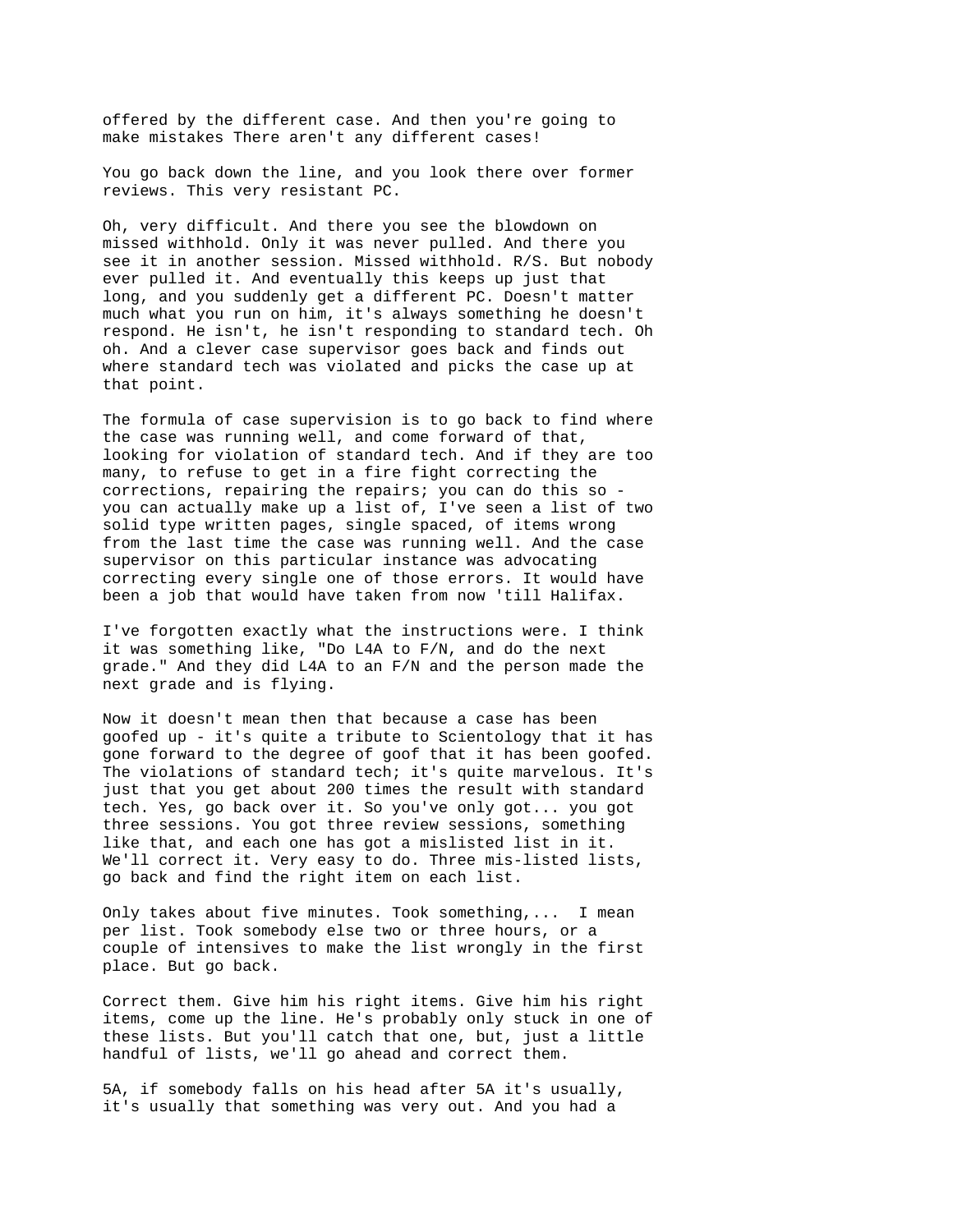offered by the different case. And then you're going to make mistakes There aren't any different cases!

You go back down the line, and you look there over former reviews. This very resistant PC.

Oh, very difficult. And there you see the blowdown on missed withhold. Only it was never pulled. And there you see it in another session. Missed withhold. R/S. But nobody ever pulled it. And eventually this keeps up just that long, and you suddenly get a different PC. Doesn't matter much what you run on him, it's always something he doesn't respond. He isn't, he isn't responding to standard tech. Oh oh. And a clever case supervisor goes back and finds out where standard tech was violated and picks the case up at that point.

The formula of case supervision is to go back to find where the case was running well, and come forward of that, looking for violation of standard tech. And if they are too many, to refuse to get in a fire fight correcting the corrections, repairing the repairs; you can do this so - you can actually make up a list of, I've seen a list of two solid type written pages, single spaced, of items wrong from the last time the case was running well. And the case supervisor on this particular instance was advocating correcting every single one of those errors. It would have been a job that would have taken from now 'till Halifax.

I've forgotten exactly what the instructions were. I think it was something like, "Do L4A to F/N, and do the next grade." And they did L4A to an F/N and the person made the next grade and is flying.

Now it doesn't mean then that because a case has been goofed up - it's quite a tribute to Scientology that it has gone forward to the degree of goof that it has been goofed. The violations of standard tech; it's quite marvelous. It's just that you get about 200 times the result with standard tech. Yes, go back over it. So you've only got... you got three sessions. You got three review sessions, something like that, and each one has got a mislisted list in it. We'll correct it. Very easy to do. Three mis-listed lists, go back and find the right item on each list.

Only takes about five minutes. Took something,... I mean per list. Took somebody else two or three hours, or a couple of intensives to make the list wrongly in the first place. But go back.

Correct them. Give him his right items. Give him his right items, come up the line. He's probably only stuck in one of these lists. But you'll catch that one, but, just a little handful of lists, we'll go ahead and correct them.

5A, if somebody falls on his head after 5A it's usually, it's usually that something was very out. And you had a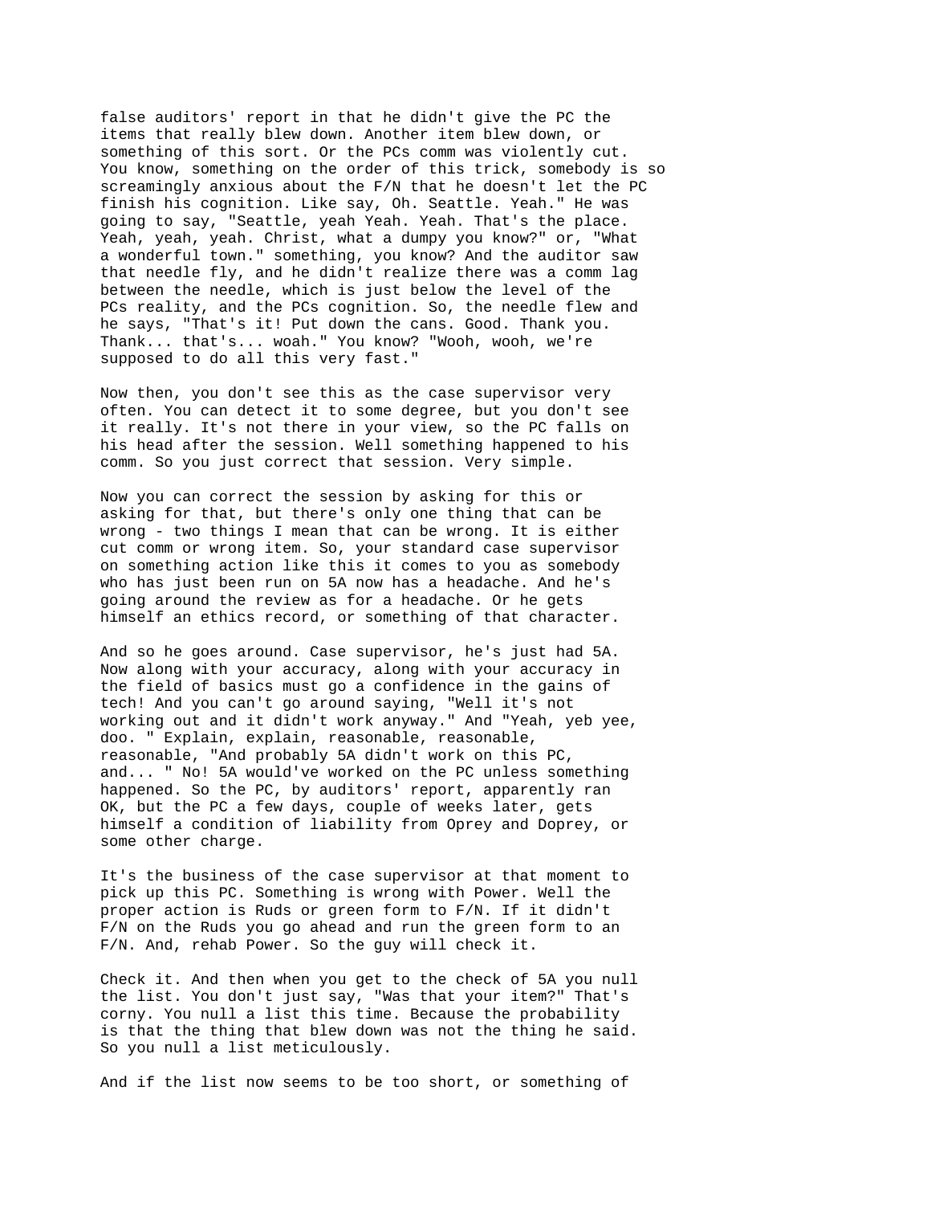false auditors' report in that he didn't give the PC the items that really blew down. Another item blew down, or something of this sort. Or the PCs comm was violently cut. You know, something on the order of this trick, somebody is so screamingly anxious about the F/N that he doesn't let the PC finish his cognition. Like say, Oh. Seattle. Yeah." He was going to say, "Seattle, yeah Yeah. Yeah. That's the place. Yeah, yeah, yeah. Christ, what a dumpy you know?" or, "What a wonderful town." something, you know? And the auditor saw that needle fly, and he didn't realize there was a comm lag between the needle, which is just below the level of the PCs reality, and the PCs cognition. So, the needle flew and he says, "That's it! Put down the cans. Good. Thank you. Thank... that's... woah." You know? "Wooh, wooh, we're supposed to do all this very fast."

Now then, you don't see this as the case supervisor very often. You can detect it to some degree, but you don't see it really. It's not there in your view, so the PC falls on his head after the session. Well something happened to his comm. So you just correct that session. Very simple.

Now you can correct the session by asking for this or asking for that, but there's only one thing that can be wrong - two things I mean that can be wrong. It is either cut comm or wrong item. So, your standard case supervisor on something action like this it comes to you as somebody who has just been run on 5A now has a headache. And he's going around the review as for a headache. Or he gets himself an ethics record, or something of that character.

And so he goes around. Case supervisor, he's just had 5A. Now along with your accuracy, along with your accuracy in the field of basics must go a confidence in the gains of tech! And you can't go around saying, "Well it's not working out and it didn't work anyway." And "Yeah, yeb yee, doo. " Explain, explain, reasonable, reasonable, reasonable, "And probably 5A didn't work on this PC, and... " No! 5A would've worked on the PC unless something happened. So the PC, by auditors' report, apparently ran OK, but the PC a few days, couple of weeks later, gets himself a condition of liability from Oprey and Doprey, or some other charge.

It's the business of the case supervisor at that moment to pick up this PC. Something is wrong with Power. Well the proper action is Ruds or green form to F/N. If it didn't F/N on the Ruds you go ahead and run the green form to an F/N. And, rehab Power. So the guy will check it.

Check it. And then when you get to the check of 5A you null the list. You don't just say, "Was that your item?" That's corny. You null a list this time. Because the probability is that the thing that blew down was not the thing he said. So you null a list meticulously.

And if the list now seems to be too short, or something of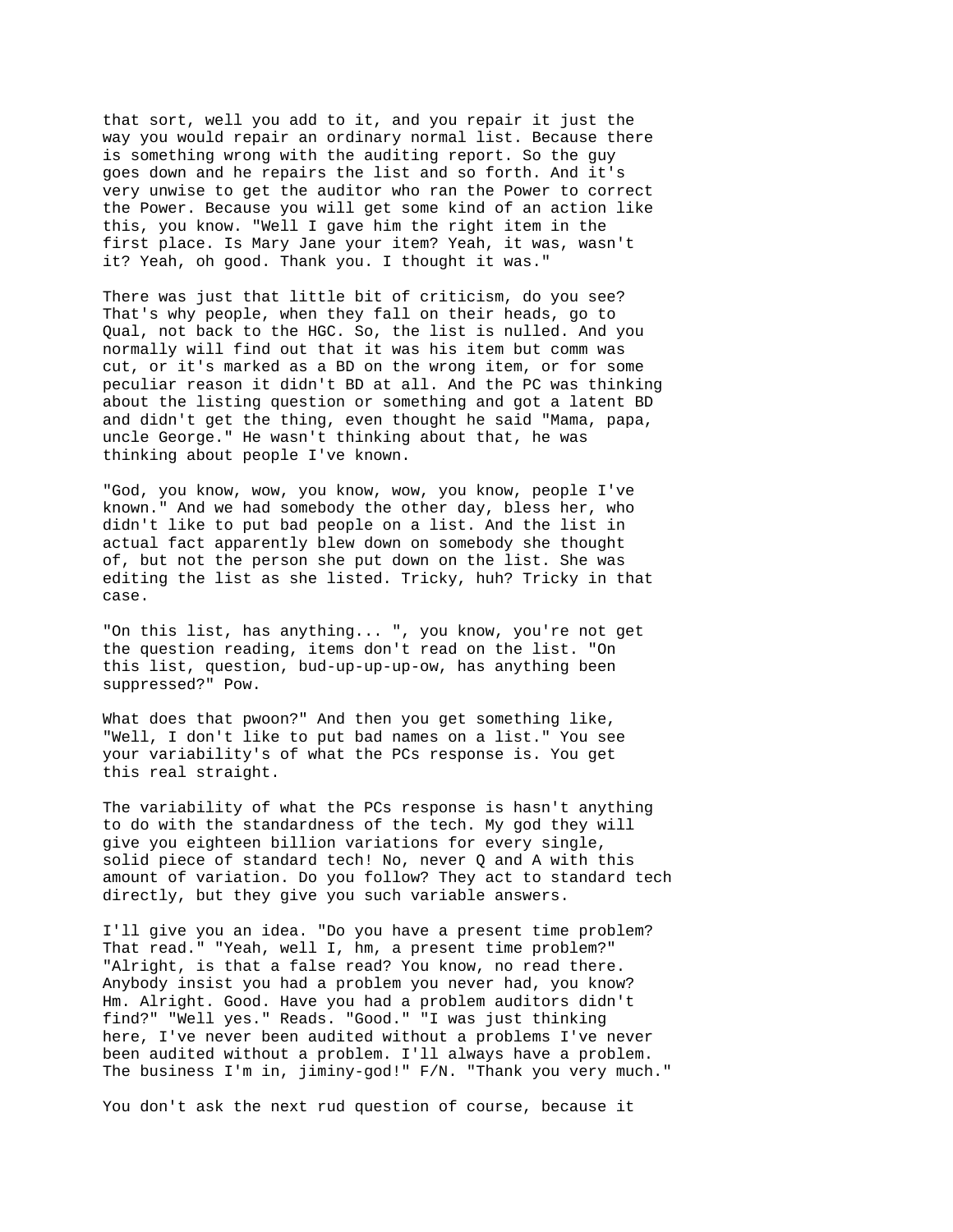that sort, well you add to it, and you repair it just the way you would repair an ordinary normal list. Because there is something wrong with the auditing report. So the guy goes down and he repairs the list and so forth. And it's very unwise to get the auditor who ran the Power to correct the Power. Because you will get some kind of an action like this, you know. "Well I gave him the right item in the first place. Is Mary Jane your item? Yeah, it was, wasn't it? Yeah, oh good. Thank you. I thought it was."

There was just that little bit of criticism, do you see? That's why people, when they fall on their heads, go to Qual, not back to the HGC. So, the list is nulled. And you normally will find out that it was his item but comm was cut, or it's marked as a BD on the wrong item, or for some peculiar reason it didn't BD at all. And the PC was thinking about the listing question or something and got a latent BD and didn't get the thing, even thought he said "Mama, papa, uncle George." He wasn't thinking about that, he was thinking about people I've known.

"God, you know, wow, you know, wow, you know, people I've known." And we had somebody the other day, bless her, who didn't like to put bad people on a list. And the list in actual fact apparently blew down on somebody she thought of, but not the person she put down on the list. She was editing the list as she listed. Tricky, huh? Tricky in that case.

"On this list, has anything... ", you know, you're not get the question reading, items don't read on the list. "On this list, question, bud-up-up-up-ow, has anything been suppressed?" Pow.

What does that pwoon?" And then you get something like, "Well, I don't like to put bad names on a list." You see your variability's of what the PCs response is. You get this real straight.

The variability of what the PCs response is hasn't anything to do with the standardness of the tech. My god they will give you eighteen billion variations for every single, solid piece of standard tech! No, never Q and A with this amount of variation. Do you follow? They act to standard tech directly, but they give you such variable answers.

I'll give you an idea. "Do you have a present time problem? That read." "Yeah, well I, hm, a present time problem?" "Alright, is that a false read? You know, no read there. Anybody insist you had a problem you never had, you know? Hm. Alright. Good. Have you had a problem auditors didn't find?" "Well yes." Reads. "Good." "I was just thinking here, I've never been audited without a problems I've never been audited without a problem. I'll always have a problem. The business I'm in, jiminy-god!" F/N. "Thank you very much."

You don't ask the next rud question of course, because it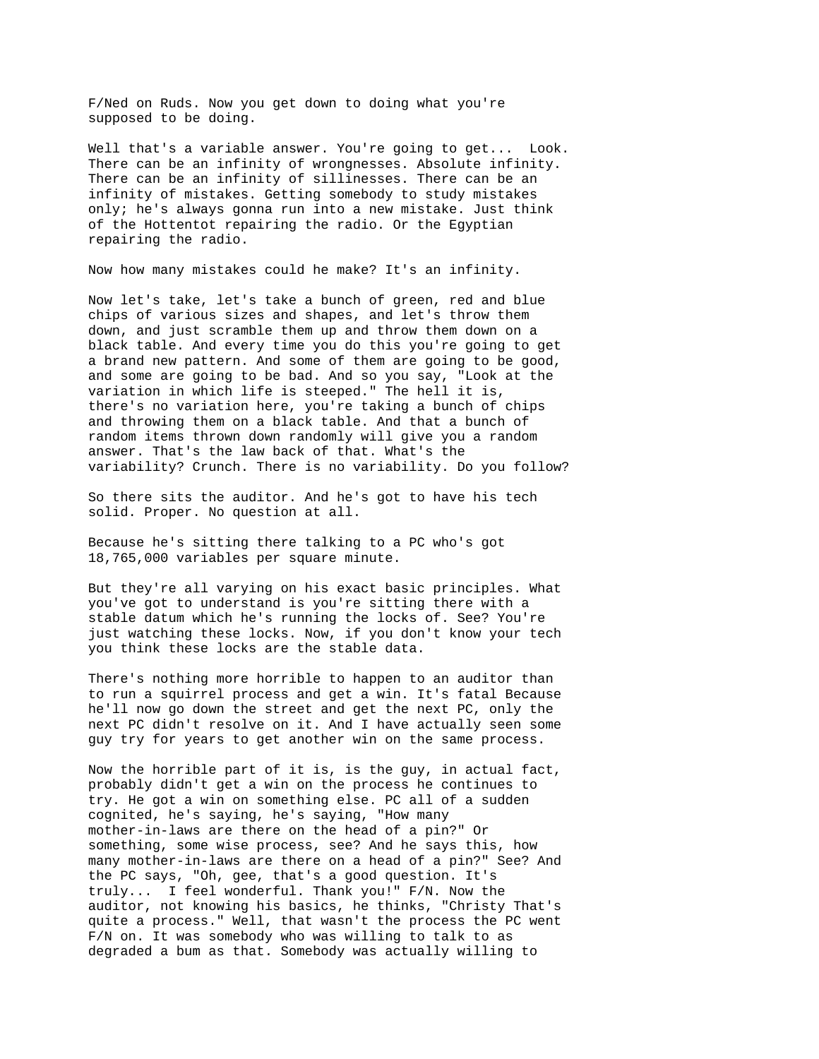F/Ned on Ruds. Now you get down to doing what you're supposed to be doing.

Well that's a variable answer. You're going to get... Look. There can be an infinity of wrongnesses. Absolute infinity. There can be an infinity of sillinesses. There can be an infinity of mistakes. Getting somebody to study mistakes only; he's always gonna run into a new mistake. Just think of the Hottentot repairing the radio. Or the Egyptian repairing the radio.

Now how many mistakes could he make? It's an infinity.

Now let's take, let's take a bunch of green, red and blue chips of various sizes and shapes, and let's throw them down, and just scramble them up and throw them down on a black table. And every time you do this you're going to get a brand new pattern. And some of them are going to be good, and some are going to be bad. And so you say, "Look at the variation in which life is steeped." The hell it is, there's no variation here, you're taking a bunch of chips and throwing them on a black table. And that a bunch of random items thrown down randomly will give you a random answer. That's the law back of that. What's the variability? Crunch. There is no variability. Do you follow?

So there sits the auditor. And he's got to have his tech solid. Proper. No question at all.

Because he's sitting there talking to a PC who's got 18,765,000 variables per square minute.

But they're all varying on his exact basic principles. What you've got to understand is you're sitting there with a stable datum which he's running the locks of. See? You're just watching these locks. Now, if you don't know your tech you think these locks are the stable data.

There's nothing more horrible to happen to an auditor than to run a squirrel process and get a win. It's fatal Because he'll now go down the street and get the next PC, only the next PC didn't resolve on it. And I have actually seen some guy try for years to get another win on the same process.

Now the horrible part of it is, is the guy, in actual fact, probably didn't get a win on the process he continues to try. He got a win on something else. PC all of a sudden cognited, he's saying, he's saying, "How many mother-in-laws are there on the head of a pin?" Or something, some wise process, see? And he says this, how many mother-in-laws are there on a head of a pin?" See? And the PC says, "Oh, gee, that's a good question. It's truly... I feel wonderful. Thank you!" F/N. Now the auditor, not knowing his basics, he thinks, "Christy That's quite a process." Well, that wasn't the process the PC went F/N on. It was somebody who was willing to talk to as degraded a bum as that. Somebody was actually willing to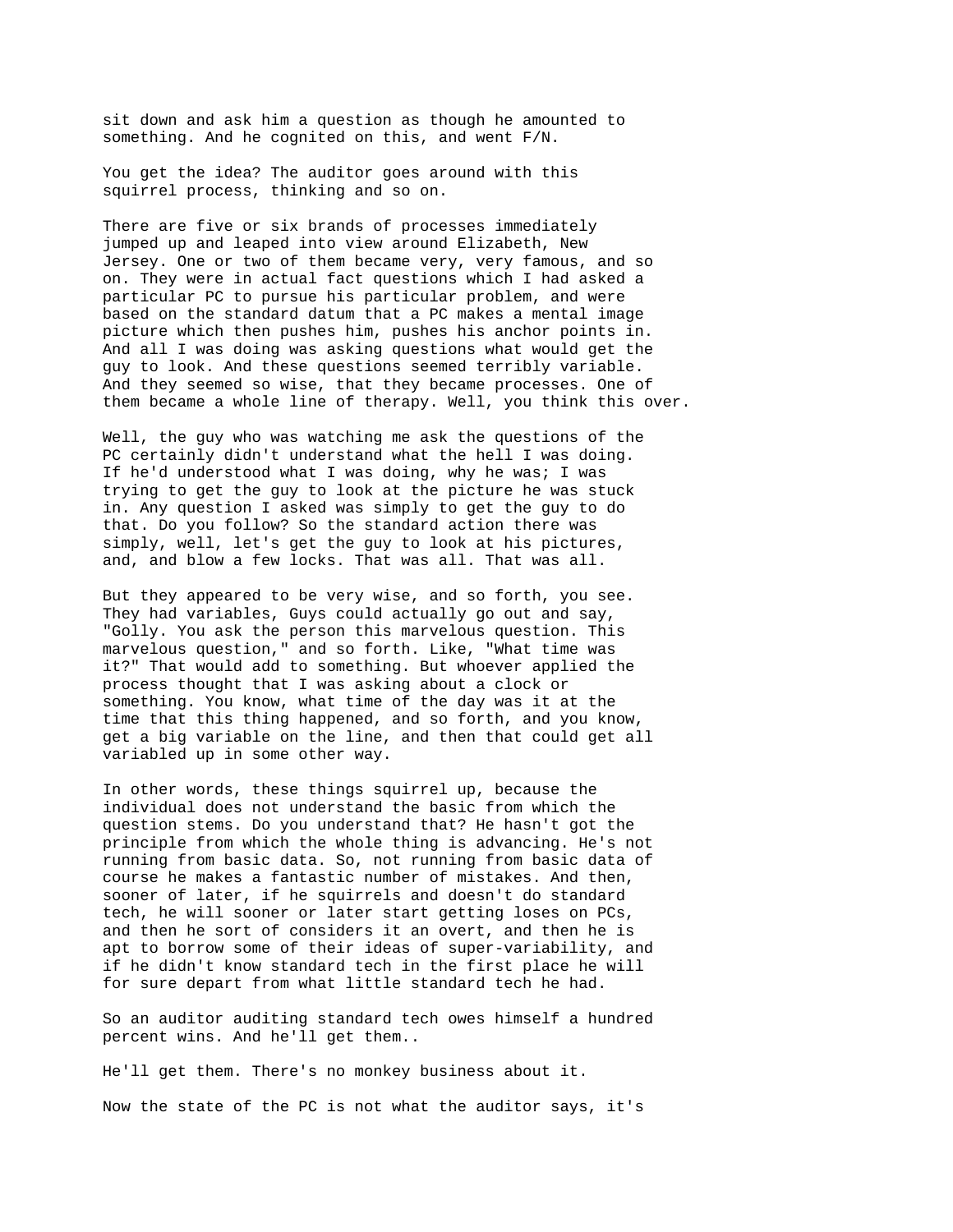sit down and ask him a question as though he amounted to something. And he cognited on this, and went F/N.

You get the idea? The auditor goes around with this squirrel process, thinking and so on.

There are five or six brands of processes immediately jumped up and leaped into view around Elizabeth, New Jersey. One or two of them became very, very famous, and so on. They were in actual fact questions which I had asked a particular PC to pursue his particular problem, and were based on the standard datum that a PC makes a mental image picture which then pushes him, pushes his anchor points in. And all I was doing was asking questions what would get the guy to look. And these questions seemed terribly variable. And they seemed so wise, that they became processes. One of them became a whole line of therapy. Well, you think this over.

Well, the guy who was watching me ask the questions of the PC certainly didn't understand what the hell I was doing. If he'd understood what I was doing, why he was; I was trying to get the guy to look at the picture he was stuck in. Any question I asked was simply to get the guy to do that. Do you follow? So the standard action there was simply, well, let's get the guy to look at his pictures, and, and blow a few locks. That was all. That was all.

But they appeared to be very wise, and so forth, you see. They had variables, Guys could actually go out and say, "Golly. You ask the person this marvelous question. This marvelous question," and so forth. Like, "What time was it?" That would add to something. But whoever applied the process thought that I was asking about a clock or something. You know, what time of the day was it at the time that this thing happened, and so forth, and you know, get a big variable on the line, and then that could get all variabled up in some other way.

In other words, these things squirrel up, because the individual does not understand the basic from which the question stems. Do you understand that? He hasn't got the principle from which the whole thing is advancing. He's not running from basic data. So, not running from basic data of course he makes a fantastic number of mistakes. And then, sooner of later, if he squirrels and doesn't do standard tech, he will sooner or later start getting loses on PCs, and then he sort of considers it an overt, and then he is apt to borrow some of their ideas of super-variability, and if he didn't know standard tech in the first place he will for sure depart from what little standard tech he had.

So an auditor auditing standard tech owes himself a hundred percent wins. And he'll get them..

He'll get them. There's no monkey business about it.

Now the state of the PC is not what the auditor says, it's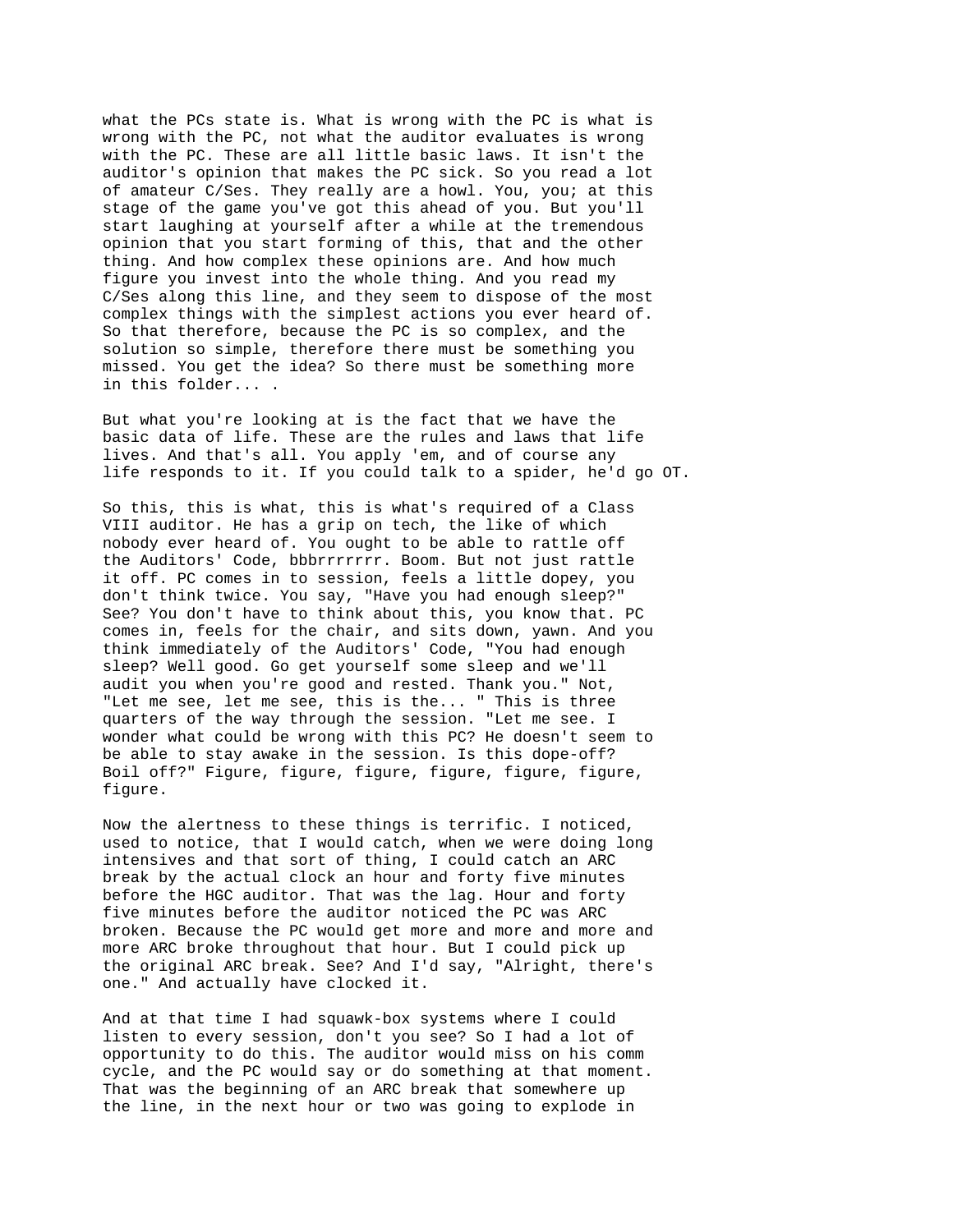what the PCs state is. What is wrong with the PC is what is wrong with the PC, not what the auditor evaluates is wrong with the PC. These are all little basic laws. It isn't the auditor's opinion that makes the PC sick. So you read a lot of amateur C/Ses. They really are a howl. You, you; at this stage of the game you've got this ahead of you. But you'll start laughing at yourself after a while at the tremendous opinion that you start forming of this, that and the other thing. And how complex these opinions are. And how much figure you invest into the whole thing. And you read my C/Ses along this line, and they seem to dispose of the most complex things with the simplest actions you ever heard of. So that therefore, because the PC is so complex, and the solution so simple, therefore there must be something you missed. You get the idea? So there must be something more in this folder... .

But what you're looking at is the fact that we have the basic data of life. These are the rules and laws that life lives. And that's all. You apply 'em, and of course any life responds to it. If you could talk to a spider, he'd go OT.

So this, this is what, this is what's required of a Class VIII auditor. He has a grip on tech, the like of which nobody ever heard of. You ought to be able to rattle off the Auditors' Code, bbbrrrrrrr. Boom. But not just rattle it off. PC comes in to session, feels a little dopey, you don't think twice. You say, "Have you had enough sleep?" See? You don't have to think about this, you know that. PC comes in, feels for the chair, and sits down, yawn. And you think immediately of the Auditors' Code, "You had enough sleep? Well good. Go get yourself some sleep and we'll audit you when you're good and rested. Thank you." Not, "Let me see, let me see, this is the... " This is three quarters of the way through the session. "Let me see. I wonder what could be wrong with this PC? He doesn't seem to be able to stay awake in the session. Is this dope-off? Boil off?" Figure, figure, figure, figure, figure, figure, figure.

Now the alertness to these things is terrific. I noticed, used to notice, that I would catch, when we were doing long intensives and that sort of thing, I could catch an ARC break by the actual clock an hour and forty five minutes before the HGC auditor. That was the lag. Hour and forty five minutes before the auditor noticed the PC was ARC broken. Because the PC would get more and more and more and more ARC broke throughout that hour. But I could pick up the original ARC break. See? And I'd say, "Alright, there's one." And actually have clocked it.

And at that time I had squawk-box systems where I could listen to every session, don't you see? So I had a lot of opportunity to do this. The auditor would miss on his comm cycle, and the PC would say or do something at that moment. That was the beginning of an ARC break that somewhere up the line, in the next hour or two was going to explode in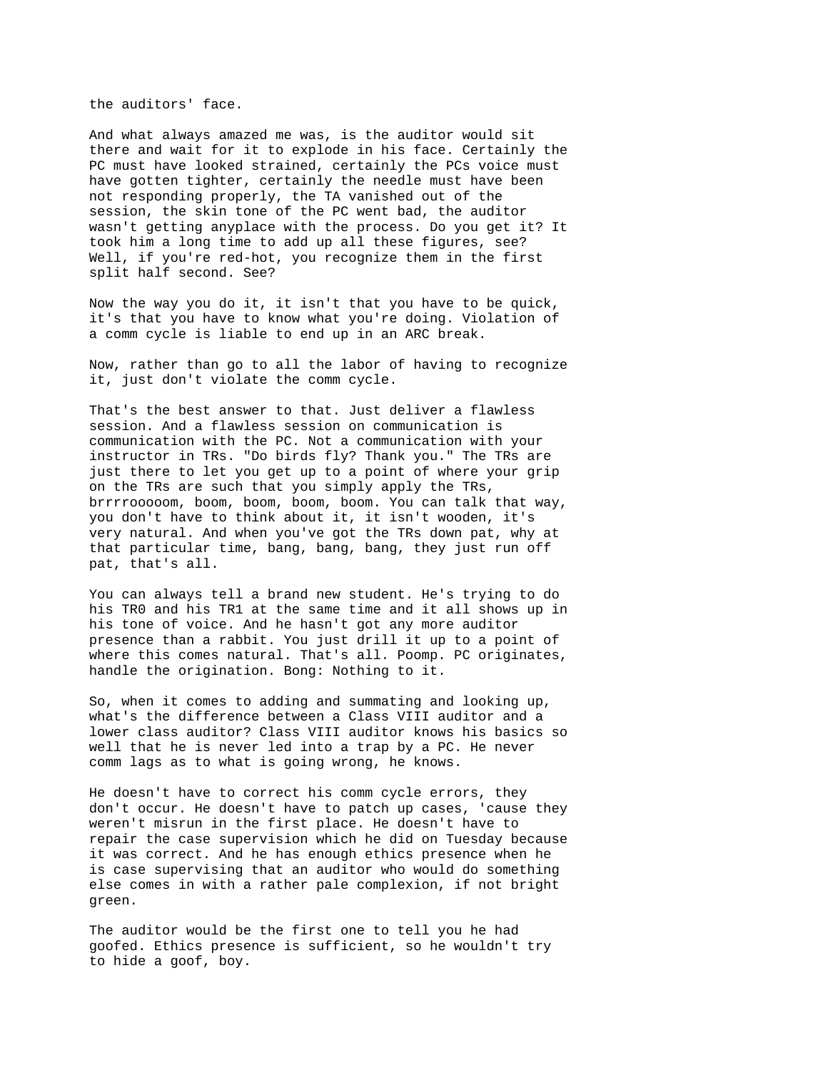the auditors' face.

And what always amazed me was, is the auditor would sit there and wait for it to explode in his face. Certainly the PC must have looked strained, certainly the PCs voice must have gotten tighter, certainly the needle must have been not responding properly, the TA vanished out of the session, the skin tone of the PC went bad, the auditor wasn't getting anyplace with the process. Do you get it? It took him a long time to add up all these figures, see? Well, if you're red-hot, you recognize them in the first split half second. See?

Now the way you do it, it isn't that you have to be quick, it's that you have to know what you're doing. Violation of a comm cycle is liable to end up in an ARC break.

Now, rather than go to all the labor of having to recognize it, just don't violate the comm cycle.

That's the best answer to that. Just deliver a flawless session. And a flawless session on communication is communication with the PC. Not a communication with your instructor in TRs. "Do birds fly? Thank you." The TRs are just there to let you get up to a point of where your grip on the TRs are such that you simply apply the TRs, brrrrooooom, boom, boom, boom, boom. You can talk that way, you don't have to think about it, it isn't wooden, it's very natural. And when you've got the TRs down pat, why at that particular time, bang, bang, bang, they just run off pat, that's all.

You can always tell a brand new student. He's trying to do his TR0 and his TR1 at the same time and it all shows up in his tone of voice. And he hasn't got any more auditor presence than a rabbit. You just drill it up to a point of where this comes natural. That's all. Poomp. PC originates, handle the origination. Bong: Nothing to it.

So, when it comes to adding and summating and looking up, what's the difference between a Class VIII auditor and a lower class auditor? Class VIII auditor knows his basics so well that he is never led into a trap by a PC. He never comm lags as to what is going wrong, he knows.

He doesn't have to correct his comm cycle errors, they don't occur. He doesn't have to patch up cases, 'cause they weren't misrun in the first place. He doesn't have to repair the case supervision which he did on Tuesday because it was correct. And he has enough ethics presence when he is case supervising that an auditor who would do something else comes in with a rather pale complexion, if not bright green.

The auditor would be the first one to tell you he had goofed. Ethics presence is sufficient, so he wouldn't try to hide a goof, boy.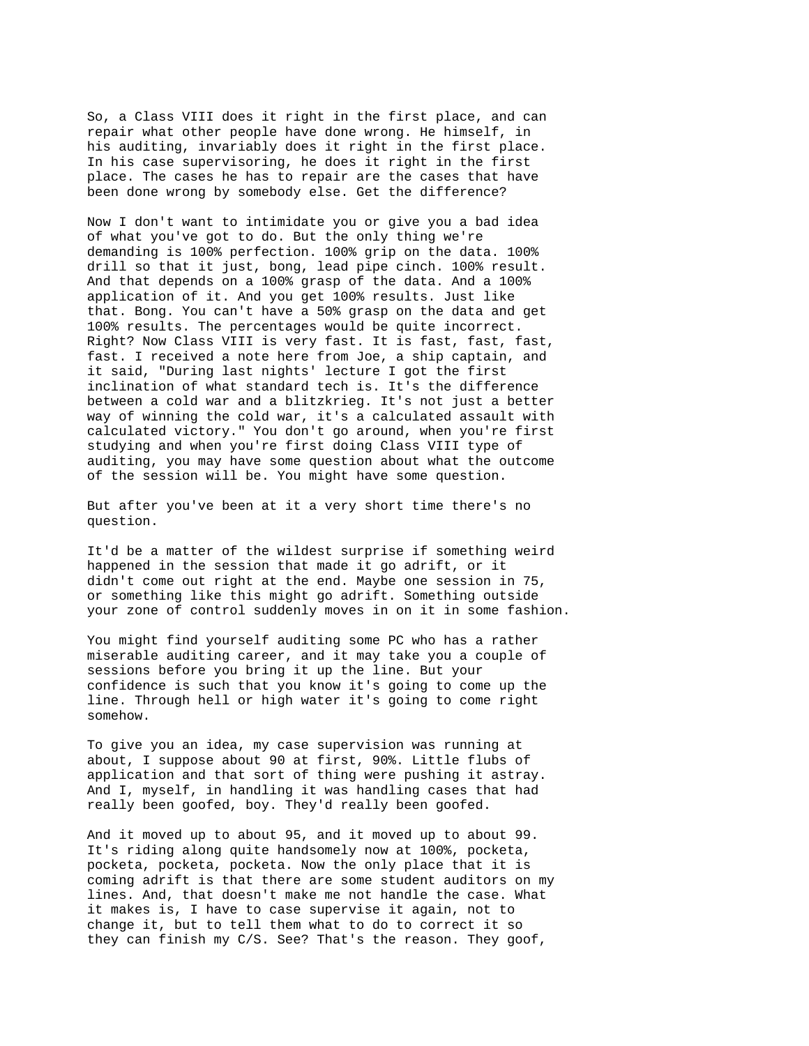So, a Class VIII does it right in the first place, and can repair what other people have done wrong. He himself, in his auditing, invariably does it right in the first place. In his case supervisoring, he does it right in the first place. The cases he has to repair are the cases that have been done wrong by somebody else. Get the difference?

Now I don't want to intimidate you or give you a bad idea of what you've got to do. But the only thing we're demanding is 100% perfection. 100% grip on the data. 100% drill so that it just, bong, lead pipe cinch. 100% result. And that depends on a 100% grasp of the data. And a 100% application of it. And you get 100% results. Just like that. Bong. You can't have a 50% grasp on the data and get 100% results. The percentages would be quite incorrect. Right? Now Class VIII is very fast. It is fast, fast, fast, fast. I received a note here from Joe, a ship captain, and it said, "During last nights' lecture I got the first inclination of what standard tech is. It's the difference between a cold war and a blitzkrieg. It's not just a better way of winning the cold war, it's a calculated assault with calculated victory." You don't go around, when you're first studying and when you're first doing Class VIII type of auditing, you may have some question about what the outcome of the session will be. You might have some question.

But after you've been at it a very short time there's no question.

It'd be a matter of the wildest surprise if something weird happened in the session that made it go adrift, or it didn't come out right at the end. Maybe one session in 75, or something like this might go adrift. Something outside your zone of control suddenly moves in on it in some fashion.

You might find yourself auditing some PC who has a rather miserable auditing career, and it may take you a couple of sessions before you bring it up the line. But your confidence is such that you know it's going to come up the line. Through hell or high water it's going to come right somehow.

To give you an idea, my case supervision was running at about, I suppose about 90 at first, 90%. Little flubs of application and that sort of thing were pushing it astray. And I, myself, in handling it was handling cases that had really been goofed, boy. They'd really been goofed.

And it moved up to about 95, and it moved up to about 99. It's riding along quite handsomely now at 100%, pocketa, pocketa, pocketa, pocketa. Now the only place that it is coming adrift is that there are some student auditors on my lines. And, that doesn't make me not handle the case. What it makes is, I have to case supervise it again, not to change it, but to tell them what to do to correct it so they can finish my C/S. See? That's the reason. They goof,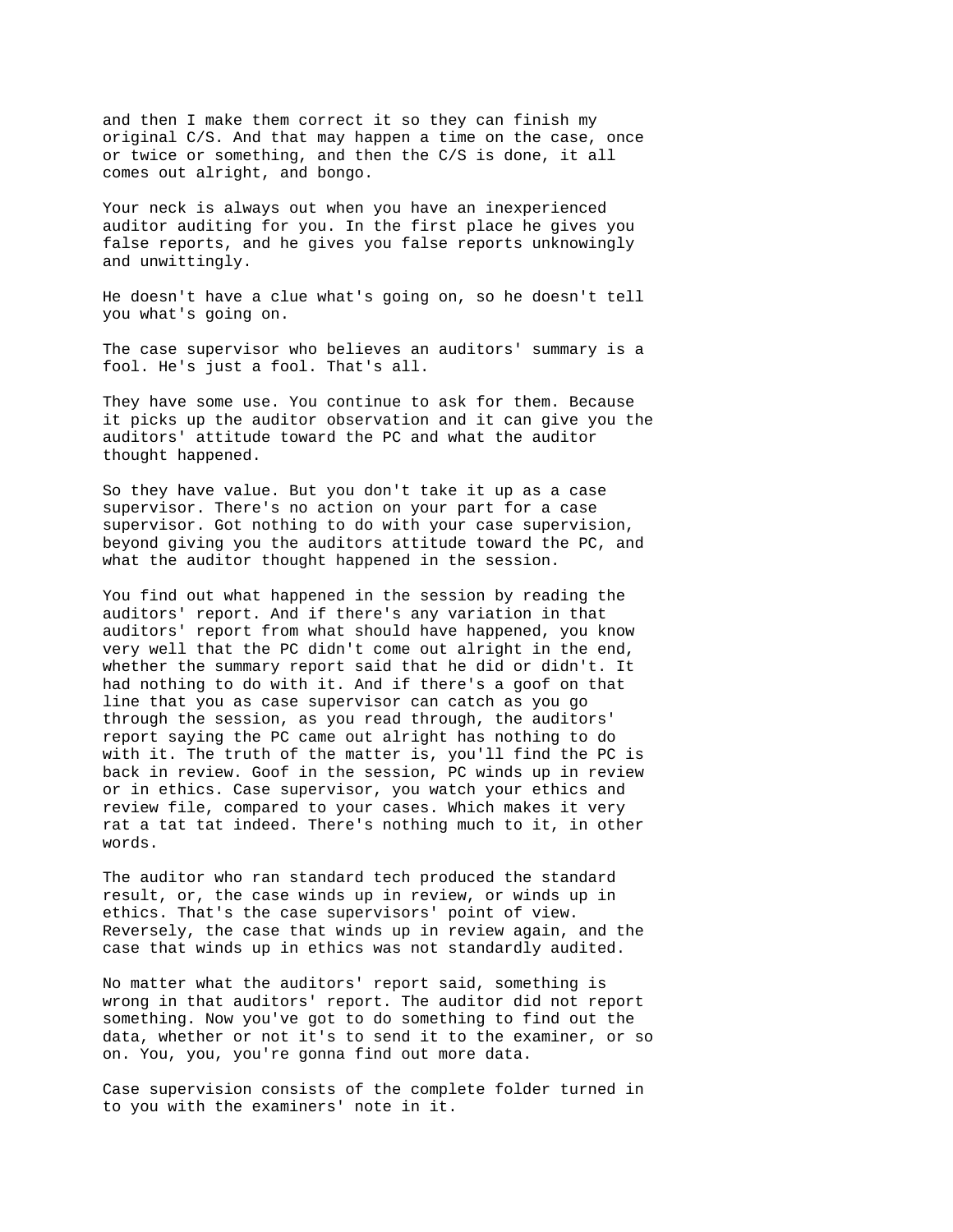and then I make them correct it so they can finish my original C/S. And that may happen a time on the case, once or twice or something, and then the C/S is done, it all comes out alright, and bongo.

Your neck is always out when you have an inexperienced auditor auditing for you. In the first place he gives you false reports, and he gives you false reports unknowingly and unwittingly.

He doesn't have a clue what's going on, so he doesn't tell you what's going on.

The case supervisor who believes an auditors' summary is a fool. He's just a fool. That's all.

They have some use. You continue to ask for them. Because it picks up the auditor observation and it can give you the auditors' attitude toward the PC and what the auditor thought happened.

So they have value. But you don't take it up as a case supervisor. There's no action on your part for a case supervisor. Got nothing to do with your case supervision, beyond giving you the auditors attitude toward the PC, and what the auditor thought happened in the session.

You find out what happened in the session by reading the auditors' report. And if there's any variation in that auditors' report from what should have happened, you know very well that the PC didn't come out alright in the end, whether the summary report said that he did or didn't. It had nothing to do with it. And if there's a goof on that line that you as case supervisor can catch as you go through the session, as you read through, the auditors' report saying the PC came out alright has nothing to do with it. The truth of the matter is, you'll find the PC is back in review. Goof in the session, PC winds up in review or in ethics. Case supervisor, you watch your ethics and review file, compared to your cases. Which makes it very rat a tat tat indeed. There's nothing much to it, in other words.

The auditor who ran standard tech produced the standard result, or, the case winds up in review, or winds up in ethics. That's the case supervisors' point of view. Reversely, the case that winds up in review again, and the case that winds up in ethics was not standardly audited.

No matter what the auditors' report said, something is wrong in that auditors' report. The auditor did not report something. Now you've got to do something to find out the data, whether or not it's to send it to the examiner, or so on. You, you, you're gonna find out more data.

Case supervision consists of the complete folder turned in to you with the examiners' note in it.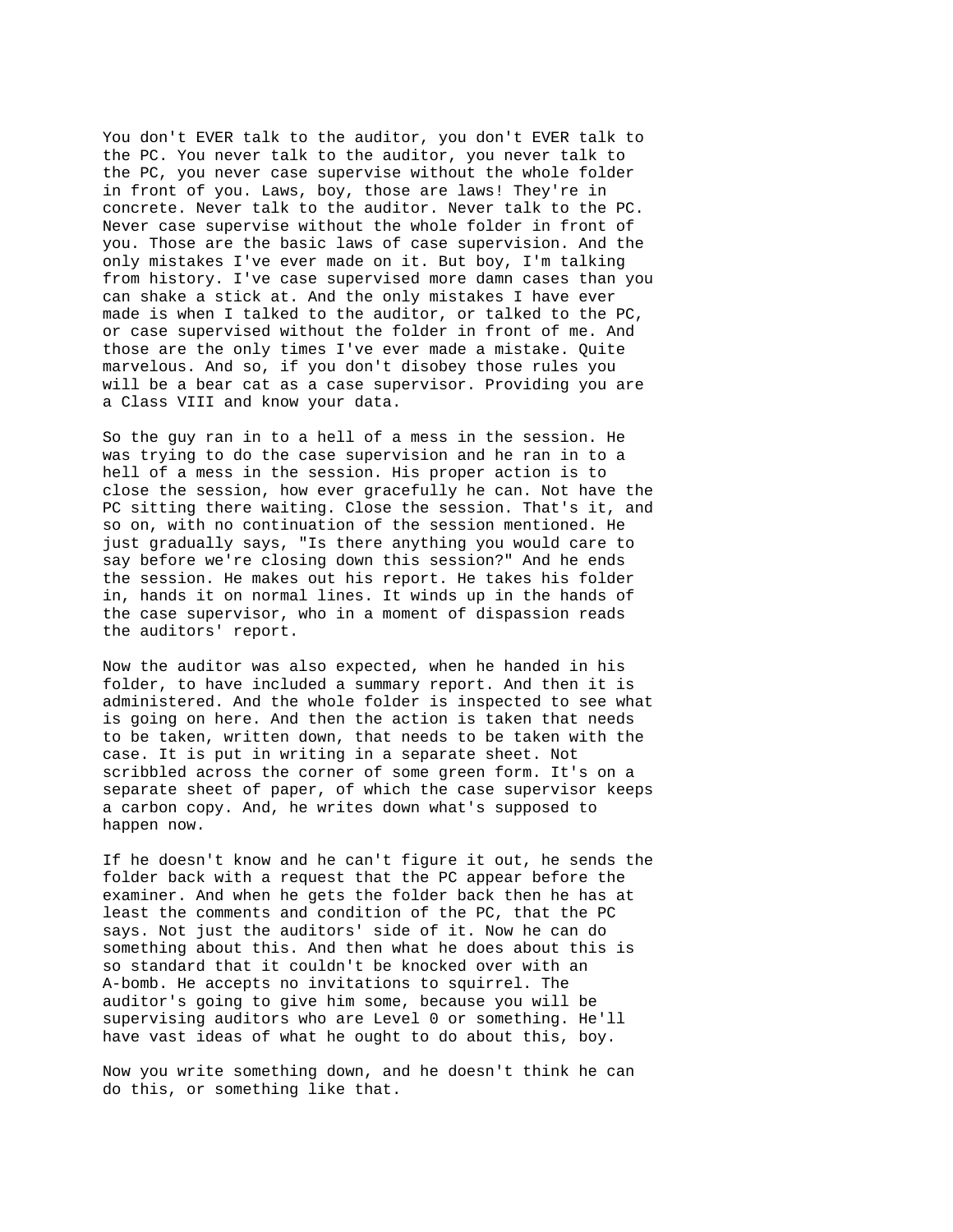You don't EVER talk to the auditor, you don't EVER talk to the PC. You never talk to the auditor, you never talk to the PC, you never case supervise without the whole folder in front of you. Laws, boy, those are laws! They're in concrete. Never talk to the auditor. Never talk to the PC. Never case supervise without the whole folder in front of you. Those are the basic laws of case supervision. And the only mistakes I've ever made on it. But boy, I'm talking from history. I've case supervised more damn cases than you can shake a stick at. And the only mistakes I have ever made is when I talked to the auditor, or talked to the PC, or case supervised without the folder in front of me. And those are the only times I've ever made a mistake. Quite marvelous. And so, if you don't disobey those rules you will be a bear cat as a case supervisor. Providing you are a Class VIII and know your data.

So the guy ran in to a hell of a mess in the session. He was trying to do the case supervision and he ran in to a hell of a mess in the session. His proper action is to close the session, how ever gracefully he can. Not have the PC sitting there waiting. Close the session. That's it, and so on, with no continuation of the session mentioned. He just gradually says, "Is there anything you would care to say before we're closing down this session?" And he ends the session. He makes out his report. He takes his folder in, hands it on normal lines. It winds up in the hands of the case supervisor, who in a moment of dispassion reads the auditors' report.

Now the auditor was also expected, when he handed in his folder, to have included a summary report. And then it is administered. And the whole folder is inspected to see what is going on here. And then the action is taken that needs to be taken, written down, that needs to be taken with the case. It is put in writing in a separate sheet. Not scribbled across the corner of some green form. It's on a separate sheet of paper, of which the case supervisor keeps a carbon copy. And, he writes down what's supposed to happen now.

If he doesn't know and he can't figure it out, he sends the folder back with a request that the PC appear before the examiner. And when he gets the folder back then he has at least the comments and condition of the PC, that the PC says. Not just the auditors' side of it. Now he can do something about this. And then what he does about this is so standard that it couldn't be knocked over with an A-bomb. He accepts no invitations to squirrel. The auditor's going to give him some, because you will be supervising auditors who are Level 0 or something. He'll have vast ideas of what he ought to do about this, boy.

Now you write something down, and he doesn't think he can do this, or something like that.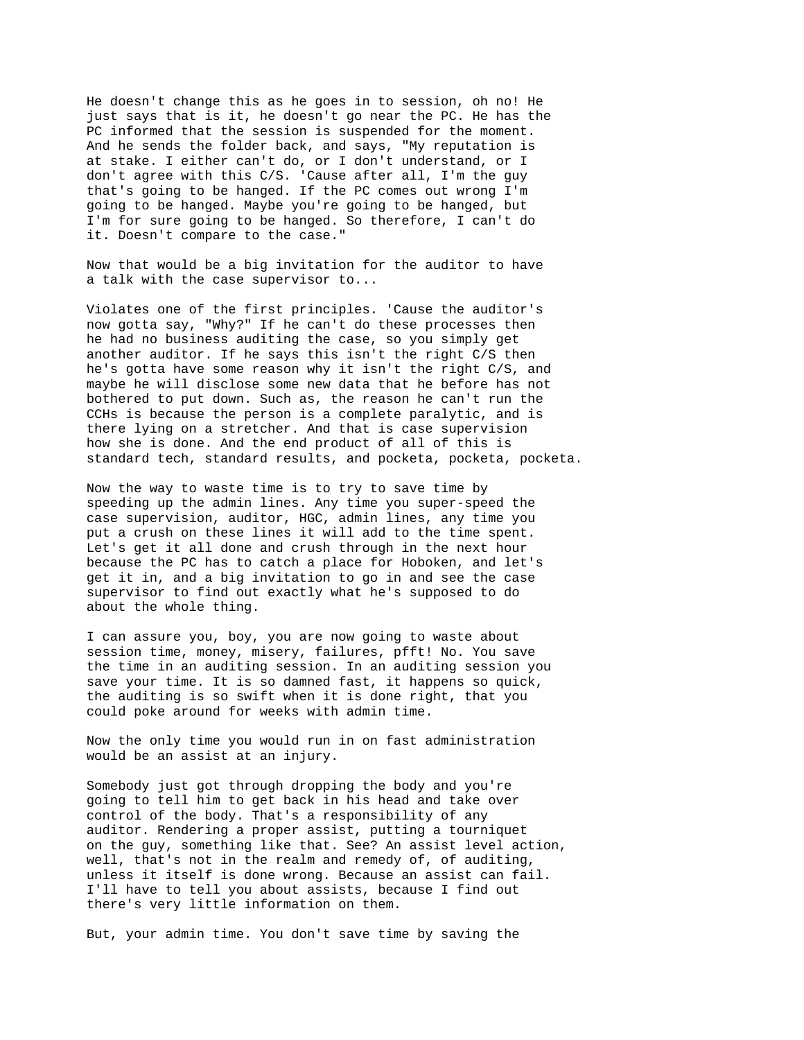He doesn't change this as he goes in to session, oh no! He just says that is it, he doesn't go near the PC. He has the PC informed that the session is suspended for the moment. And he sends the folder back, and says, "My reputation is at stake. I either can't do, or I don't understand, or I don't agree with this C/S. 'Cause after all, I'm the guy that's going to be hanged. If the PC comes out wrong I'm going to be hanged. Maybe you're going to be hanged, but I'm for sure going to be hanged. So therefore, I can't do it. Doesn't compare to the case."

Now that would be a big invitation for the auditor to have a talk with the case supervisor to...

Violates one of the first principles. 'Cause the auditor's now gotta say, "Why?" If he can't do these processes then he had no business auditing the case, so you simply get another auditor. If he says this isn't the right C/S then he's gotta have some reason why it isn't the right C/S, and maybe he will disclose some new data that he before has not bothered to put down. Such as, the reason he can't run the CCHs is because the person is a complete paralytic, and is there lying on a stretcher. And that is case supervision how she is done. And the end product of all of this is standard tech, standard results, and pocketa, pocketa, pocketa.

Now the way to waste time is to try to save time by speeding up the admin lines. Any time you super-speed the case supervision, auditor, HGC, admin lines, any time you put a crush on these lines it will add to the time spent. Let's get it all done and crush through in the next hour because the PC has to catch a place for Hoboken, and let's get it in, and a big invitation to go in and see the case supervisor to find out exactly what he's supposed to do about the whole thing.

I can assure you, boy, you are now going to waste about session time, money, misery, failures, pfft! No. You save the time in an auditing session. In an auditing session you save your time. It is so damned fast, it happens so quick, the auditing is so swift when it is done right, that you could poke around for weeks with admin time.

Now the only time you would run in on fast administration would be an assist at an injury.

Somebody just got through dropping the body and you're going to tell him to get back in his head and take over control of the body. That's a responsibility of any auditor. Rendering a proper assist, putting a tourniquet on the guy, something like that. See? An assist level action, well, that's not in the realm and remedy of, of auditing, unless it itself is done wrong. Because an assist can fail. I'll have to tell you about assists, because I find out there's very little information on them.

But, your admin time. You don't save time by saving the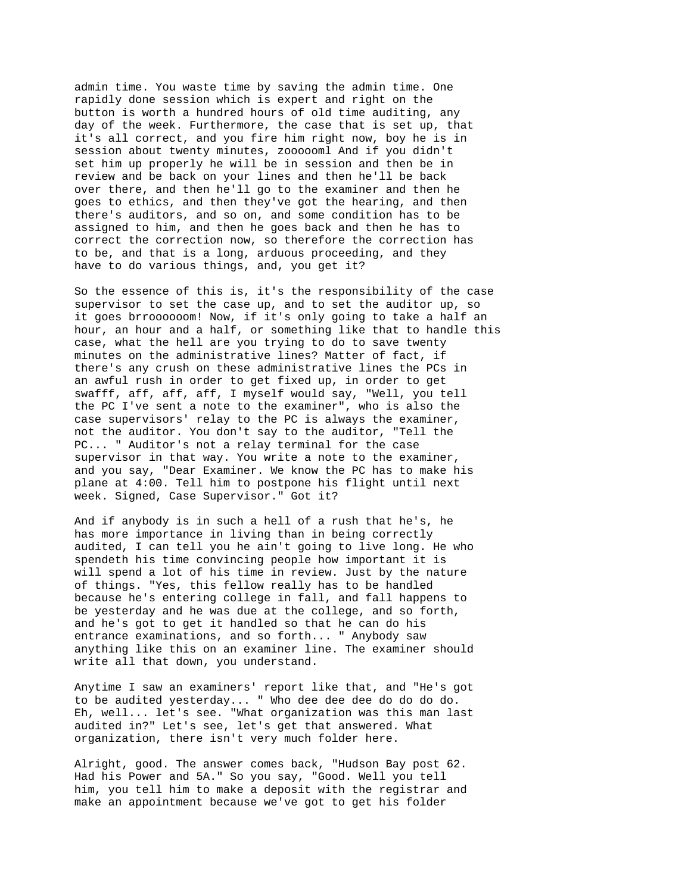admin time. You waste time by saving the admin time. One rapidly done session which is expert and right on the button is worth a hundred hours of old time auditing, any day of the week. Furthermore, the case that is set up, that it's all correct, and you fire him right now, boy he is in session about twenty minutes, zoooooml And if you didn't set him up properly he will be in session and then be in review and be back on your lines and then he'll be back over there, and then he'll go to the examiner and then he goes to ethics, and then they've got the hearing, and then there's auditors, and so on, and some condition has to be assigned to him, and then he goes back and then he has to correct the correction now, so therefore the correction has to be, and that is a long, arduous proceeding, and they have to do various things, and, you get it?

So the essence of this is, it's the responsibility of the case supervisor to set the case up, and to set the auditor up, so it goes brrooooooom! Now, if it's only going to take a half an hour, an hour and a half, or something like that to handle this case, what the hell are you trying to do to save twenty minutes on the administrative lines? Matter of fact, if there's any crush on these administrative lines the PCs in an awful rush in order to get fixed up, in order to get swafff, aff, aff, aff, I myself would say, "Well, you tell the PC I've sent a note to the examiner", who is also the case supervisors' relay to the PC is always the examiner, not the auditor. You don't say to the auditor, "Tell the PC... " Auditor's not a relay terminal for the case supervisor in that way. You write a note to the examiner, and you say, "Dear Examiner. We know the PC has to make his plane at 4:00. Tell him to postpone his flight until next week. Signed, Case Supervisor." Got it?

And if anybody is in such a hell of a rush that he's, he has more importance in living than in being correctly audited, I can tell you he ain't going to live long. He who spendeth his time convincing people how important it is will spend a lot of his time in review. Just by the nature of things. "Yes, this fellow really has to be handled because he's entering college in fall, and fall happens to be yesterday and he was due at the college, and so forth, and he's got to get it handled so that he can do his entrance examinations, and so forth... " Anybody saw anything like this on an examiner line. The examiner should write all that down, you understand.

Anytime I saw an examiners' report like that, and "He's got to be audited yesterday... " Who dee dee dee do do do do. Eh, well... let's see. "What organization was this man last audited in?" Let's see, let's get that answered. What organization, there isn't very much folder here.

Alright, good. The answer comes back, "Hudson Bay post 62. Had his Power and 5A." So you say, "Good. Well you tell him, you tell him to make a deposit with the registrar and make an appointment because we've got to get his folder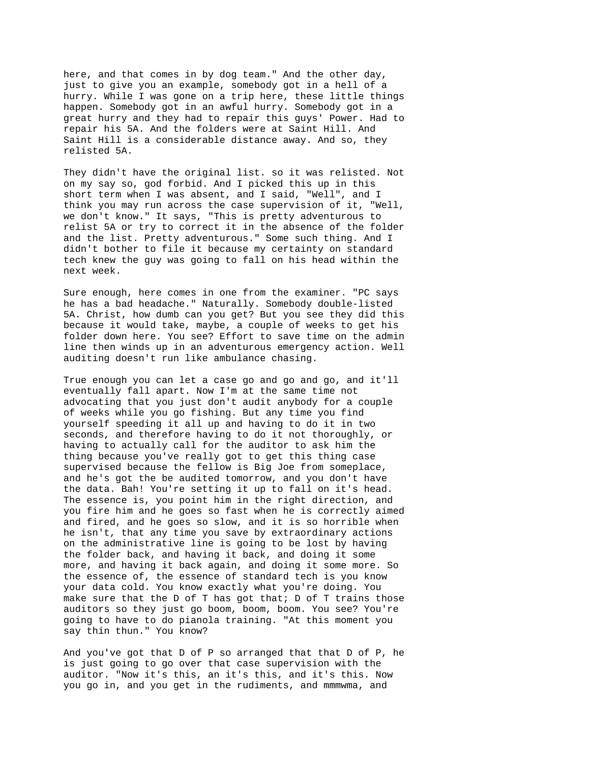here, and that comes in by dog team." And the other day, just to give you an example, somebody got in a hell of a hurry. While I was gone on a trip here, these little things happen. Somebody got in an awful hurry. Somebody got in a great hurry and they had to repair this guys' Power. Had to repair his 5A. And the folders were at Saint Hill. And Saint Hill is a considerable distance away. And so, they relisted 5A.

They didn't have the original list. so it was relisted. Not on my say so, god forbid. And I picked this up in this short term when I was absent, and I said, "Well", and I think you may run across the case supervision of it, "Well, we don't know." It says, "This is pretty adventurous to relist 5A or try to correct it in the absence of the folder and the list. Pretty adventurous." Some such thing. And I didn't bother to file it because my certainty on standard tech knew the guy was going to fall on his head within the next week.

Sure enough, here comes in one from the examiner. "PC says he has a bad headache." Naturally. Somebody double-listed 5A. Christ, how dumb can you get? But you see they did this because it would take, maybe, a couple of weeks to get his folder down here. You see? Effort to save time on the admin line then winds up in an adventurous emergency action. Well auditing doesn't run like ambulance chasing.

True enough you can let a case go and go and go, and it'll eventually fall apart. Now I'm at the same time not advocating that you just don't audit anybody for a couple of weeks while you go fishing. But any time you find yourself speeding it all up and having to do it in two seconds, and therefore having to do it not thoroughly, or having to actually call for the auditor to ask him the thing because you've really got to get this thing case supervised because the fellow is Big Joe from someplace, and he's got the be audited tomorrow, and you don't have the data. Bah! You're setting it up to fall on it's head. The essence is, you point him in the right direction, and you fire him and he goes so fast when he is correctly aimed and fired, and he goes so slow, and it is so horrible when he isn't, that any time you save by extraordinary actions on the administrative line is going to be lost by having the folder back, and having it back, and doing it some more, and having it back again, and doing it some more. So the essence of, the essence of standard tech is you know your data cold. You know exactly what you're doing. You make sure that the D of T has got that; D of T trains those auditors so they just go boom, boom, boom. You see? You're going to have to do pianola training. "At this moment you say thin thun." You know?

And you've got that D of P so arranged that that D of P, he is just going to go over that case supervision with the auditor. "Now it's this, an it's this, and it's this. Now you go in, and you get in the rudiments, and mmmwma, and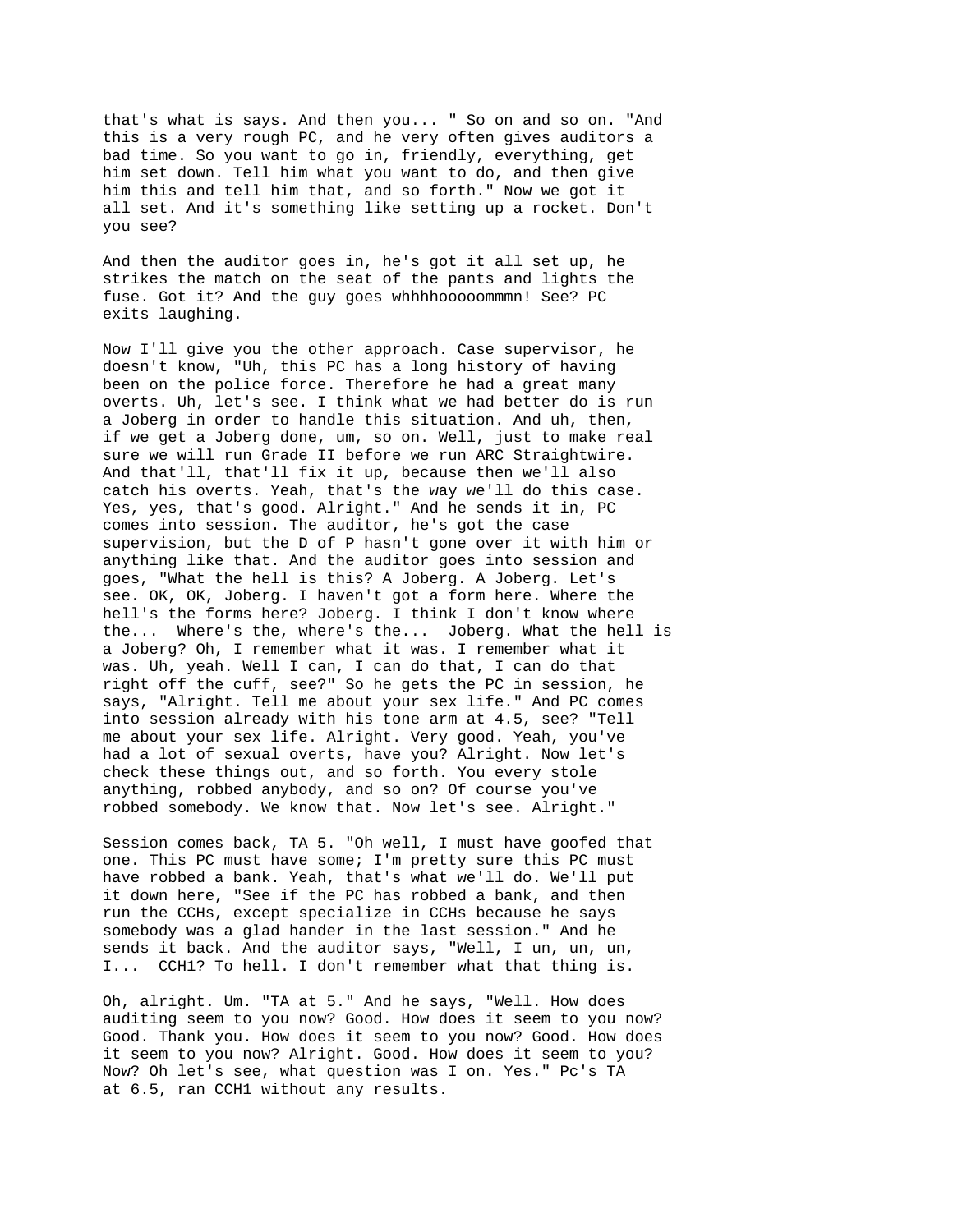that's what is says. And then you... " So on and so on. "And this is a very rough PC, and he very often gives auditors a bad time. So you want to go in, friendly, everything, get him set down. Tell him what you want to do, and then give him this and tell him that, and so forth." Now we got it all set. And it's something like setting up a rocket. Don't you see?

And then the auditor goes in, he's got it all set up, he strikes the match on the seat of the pants and lights the fuse. Got it? And the guy goes whhhhooooommmn! See? PC exits laughing.

Now I'll give you the other approach. Case supervisor, he doesn't know, "Uh, this PC has a long history of having been on the police force. Therefore he had a great many overts. Uh, let's see. I think what we had better do is run a Joberg in order to handle this situation. And uh, then, if we get a Joberg done, um, so on. Well, just to make real sure we will run Grade II before we run ARC Straightwire. And that'll, that'll fix it up, because then we'll also catch his overts. Yeah, that's the way we'll do this case. Yes, yes, that's good. Alright." And he sends it in, PC comes into session. The auditor, he's got the case supervision, but the D of P hasn't gone over it with him or anything like that. And the auditor goes into session and goes, "What the hell is this? A Joberg. A Joberg. Let's see. OK, OK, Joberg. I haven't got a form here. Where the hell's the forms here? Joberg. I think I don't know where the... Where's the, where's the... Joberg. What the hell is a Joberg? Oh, I remember what it was. I remember what it was. Uh, yeah. Well I can, I can do that, I can do that right off the cuff, see?" So he gets the PC in session, he says, "Alright. Tell me about your sex life." And PC comes into session already with his tone arm at 4.5, see? "Tell me about your sex life. Alright. Very good. Yeah, you've had a lot of sexual overts, have you? Alright. Now let's check these things out, and so forth. You every stole anything, robbed anybody, and so on? Of course you've robbed somebody. We know that. Now let's see. Alright."

Session comes back, TA 5. "Oh well, I must have goofed that one. This PC must have some; I'm pretty sure this PC must have robbed a bank. Yeah, that's what we'll do. We'll put it down here, "See if the PC has robbed a bank, and then run the CCHs, except specialize in CCHs because he says somebody was a glad hander in the last session." And he sends it back. And the auditor says, "Well, I un, un, un, I... CCH1? To hell. I don't remember what that thing is.

Oh, alright. Um. "TA at 5." And he says, "Well. How does auditing seem to you now? Good. How does it seem to you now? Good. Thank you. How does it seem to you now? Good. How does it seem to you now? Alright. Good. How does it seem to you? Now? Oh let's see, what question was I on. Yes." Pc's TA at 6.5, ran CCH1 without any results.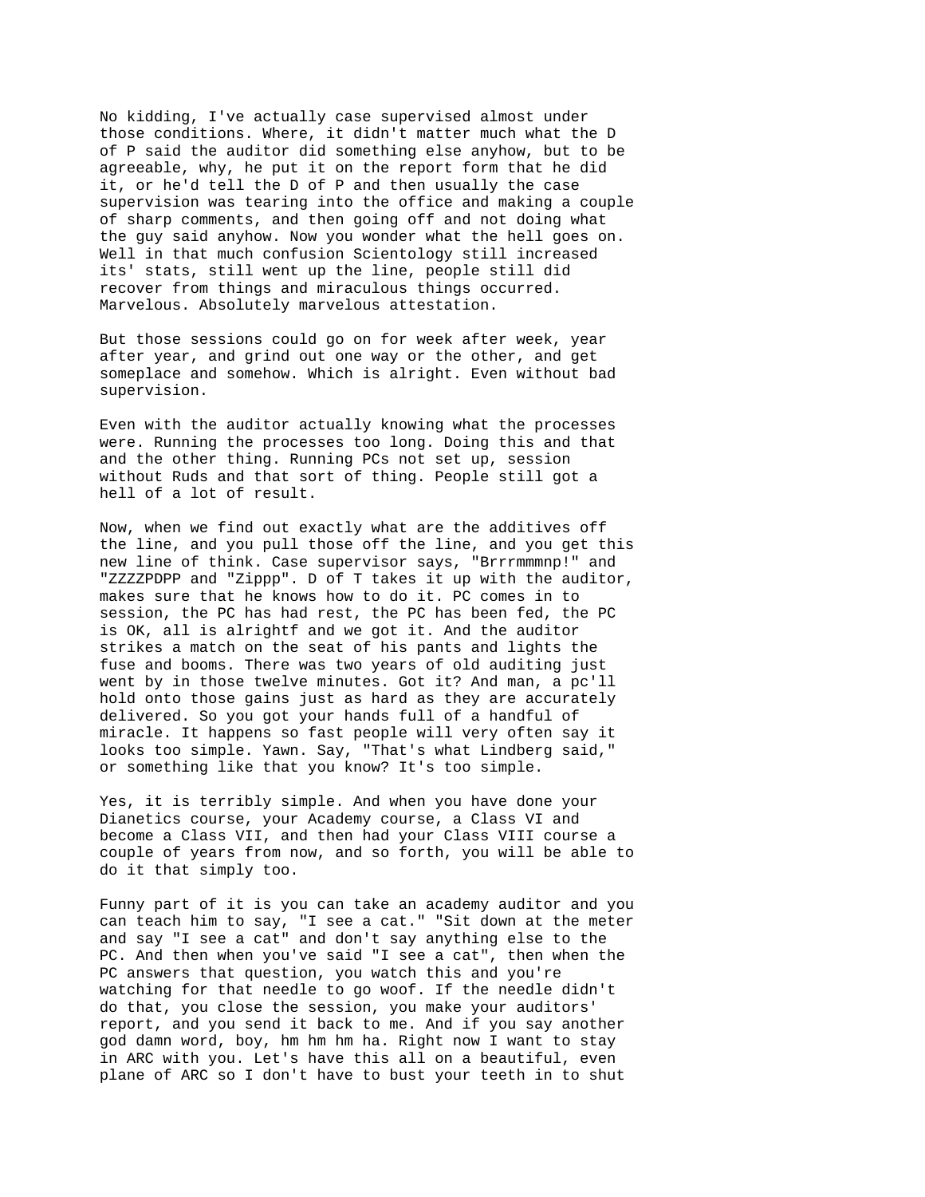No kidding, I've actually case supervised almost under those conditions. Where, it didn't matter much what the D of P said the auditor did something else anyhow, but to be agreeable, why, he put it on the report form that he did it, or he'd tell the D of P and then usually the case supervision was tearing into the office and making a couple of sharp comments, and then going off and not doing what the guy said anyhow. Now you wonder what the hell goes on. Well in that much confusion Scientology still increased its' stats, still went up the line, people still did recover from things and miraculous things occurred. Marvelous. Absolutely marvelous attestation.

But those sessions could go on for week after week, year after year, and grind out one way or the other, and get someplace and somehow. Which is alright. Even without bad supervision.

Even with the auditor actually knowing what the processes were. Running the processes too long. Doing this and that and the other thing. Running PCs not set up, session without Ruds and that sort of thing. People still got a hell of a lot of result.

Now, when we find out exactly what are the additives off the line, and you pull those off the line, and you get this new line of think. Case supervisor says, "Brrrmmmnp!" and "ZZZZPDPP and "Zippp". D of T takes it up with the auditor, makes sure that he knows how to do it. PC comes in to session, the PC has had rest, the PC has been fed, the PC is OK, all is alrightf and we got it. And the auditor strikes a match on the seat of his pants and lights the fuse and booms. There was two years of old auditing just went by in those twelve minutes. Got it? And man, a pc'll hold onto those gains just as hard as they are accurately delivered. So you got your hands full of a handful of miracle. It happens so fast people will very often say it looks too simple. Yawn. Say, "That's what Lindberg said," or something like that you know? It's too simple.

Yes, it is terribly simple. And when you have done your Dianetics course, your Academy course, a Class VI and become a Class VII, and then had your Class VIII course a couple of years from now, and so forth, you will be able to do it that simply too.

Funny part of it is you can take an academy auditor and you can teach him to say, "I see a cat." "Sit down at the meter and say "I see a cat" and don't say anything else to the PC. And then when you've said "I see a cat", then when the PC answers that question, you watch this and you're watching for that needle to go woof. If the needle didn't do that, you close the session, you make your auditors' report, and you send it back to me. And if you say another god damn word, boy, hm hm hm ha. Right now I want to stay in ARC with you. Let's have this all on a beautiful, even plane of ARC so I don't have to bust your teeth in to shut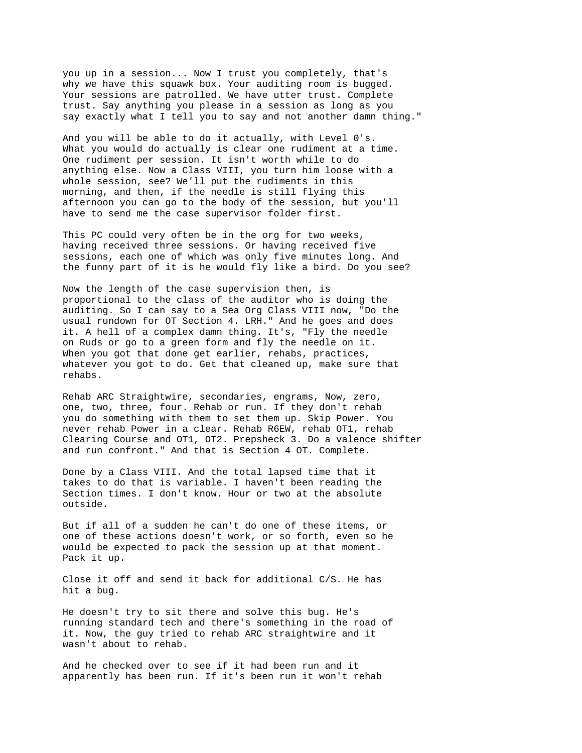you up in a session... Now I trust you completely, that's why we have this squawk box. Your auditing room is bugged. Your sessions are patrolled. We have utter trust. Complete trust. Say anything you please in a session as long as you say exactly what I tell you to say and not another damn thing."

And you will be able to do it actually, with Level 0's. What you would do actually is clear one rudiment at a time. One rudiment per session. It isn't worth while to do anything else. Now a Class VIII, you turn him loose with a whole session, see? We'll put the rudiments in this morning, and then, if the needle is still flying this afternoon you can go to the body of the session, but you'll have to send me the case supervisor folder first.

This PC could very often be in the org for two weeks, having received three sessions. Or having received five sessions, each one of which was only five minutes long. And the funny part of it is he would fly like a bird. Do you see?

Now the length of the case supervision then, is proportional to the class of the auditor who is doing the auditing. So I can say to a Sea Org Class VIII now, "Do the usual rundown for OT Section 4. LRH." And he goes and does it. A hell of a complex damn thing. It's, "Fly the needle on Ruds or go to a green form and fly the needle on it. When you got that done get earlier, rehabs, practices, whatever you got to do. Get that cleaned up, make sure that rehabs.

Rehab ARC Straightwire, secondaries, engrams, Now, zero, one, two, three, four. Rehab or run. If they don't rehab you do something with them to set them up. Skip Power. You never rehab Power in a clear. Rehab R6EW, rehab OT1, rehab Clearing Course and OT1, OT2. Prepsheck 3. Do a valence shifter and run confront." And that is Section 4 OT. Complete.

Done by a Class VIII. And the total lapsed time that it takes to do that is variable. I haven't been reading the Section times. I don't know. Hour or two at the absolute outside.

But if all of a sudden he can't do one of these items, or one of these actions doesn't work, or so forth, even so he would be expected to pack the session up at that moment. Pack it up.

Close it off and send it back for additional C/S. He has hit a bug.

He doesn't try to sit there and solve this bug. He's running standard tech and there's something in the road of it. Now, the guy tried to rehab ARC straightwire and it wasn't about to rehab.

And he checked over to see if it had been run and it apparently has been run. If it's been run it won't rehab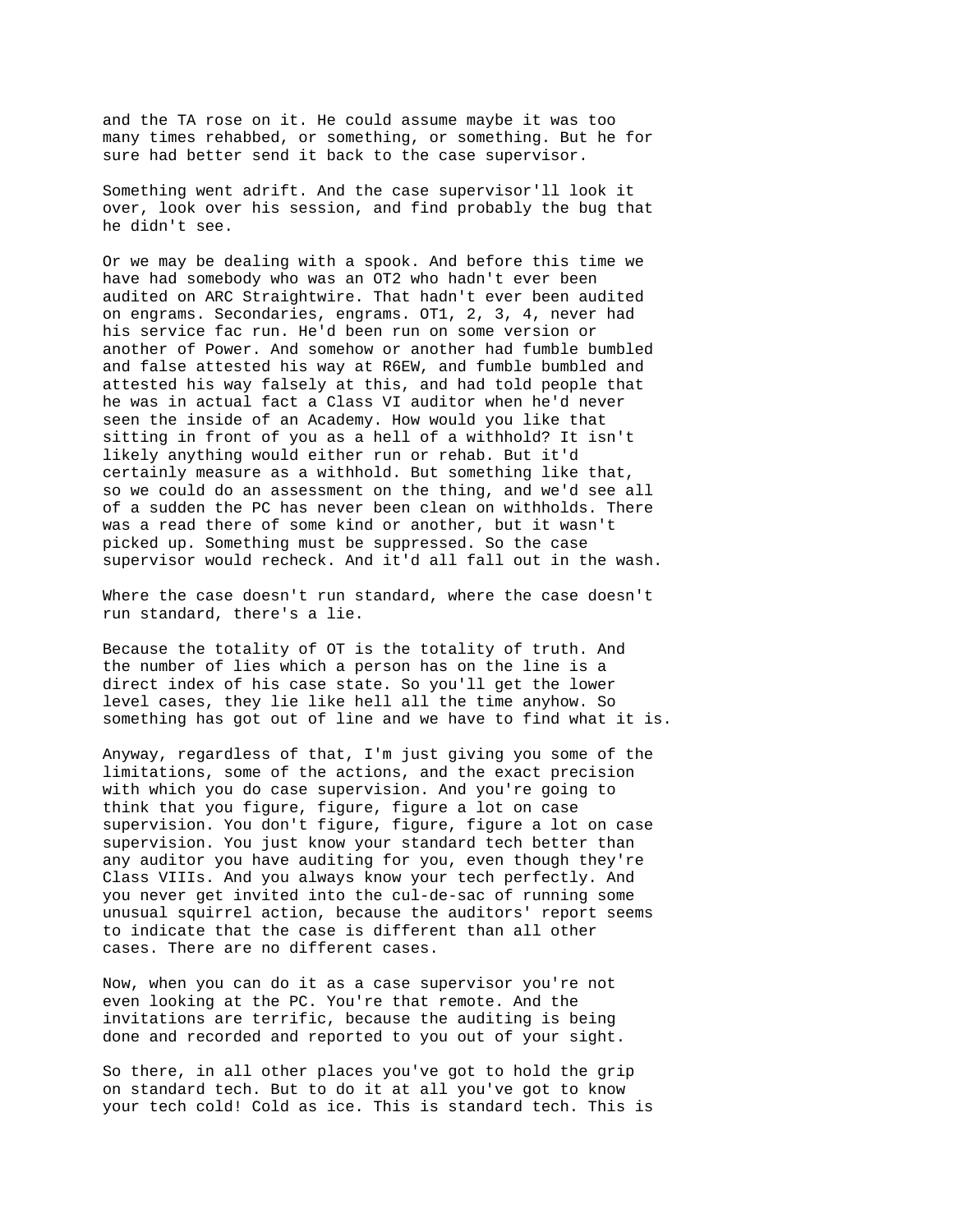and the TA rose on it. He could assume maybe it was too many times rehabbed, or something, or something. But he for sure had better send it back to the case supervisor.

Something went adrift. And the case supervisor'll look it over, look over his session, and find probably the bug that he didn't see.

Or we may be dealing with a spook. And before this time we have had somebody who was an OT2 who hadn't ever been audited on ARC Straightwire. That hadn't ever been audited on engrams. Secondaries, engrams. OT1, 2, 3, 4, never had his service fac run. He'd been run on some version or another of Power. And somehow or another had fumble bumbled and false attested his way at R6EW, and fumble bumbled and attested his way falsely at this, and had told people that he was in actual fact a Class VI auditor when he'd never seen the inside of an Academy. How would you like that sitting in front of you as a hell of a withhold? It isn't likely anything would either run or rehab. But it'd certainly measure as a withhold. But something like that, so we could do an assessment on the thing, and we'd see all of a sudden the PC has never been clean on withholds. There was a read there of some kind or another, but it wasn't picked up. Something must be suppressed. So the case supervisor would recheck. And it'd all fall out in the wash.

Where the case doesn't run standard, where the case doesn't run standard, there's a lie.

Because the totality of OT is the totality of truth. And the number of lies which a person has on the line is a direct index of his case state. So you'll get the lower level cases, they lie like hell all the time anyhow. So something has got out of line and we have to find what it is.

Anyway, regardless of that, I'm just giving you some of the limitations, some of the actions, and the exact precision with which you do case supervision. And you're going to think that you figure, figure, figure a lot on case supervision. You don't figure, figure, figure a lot on case supervision. You just know your standard tech better than any auditor you have auditing for you, even though they're Class VIIIs. And you always know your tech perfectly. And you never get invited into the cul-de-sac of running some unusual squirrel action, because the auditors' report seems to indicate that the case is different than all other cases. There are no different cases.

Now, when you can do it as a case supervisor you're not even looking at the PC. You're that remote. And the invitations are terrific, because the auditing is being done and recorded and reported to you out of your sight.

So there, in all other places you've got to hold the grip on standard tech. But to do it at all you've got to know your tech cold! Cold as ice. This is standard tech. This is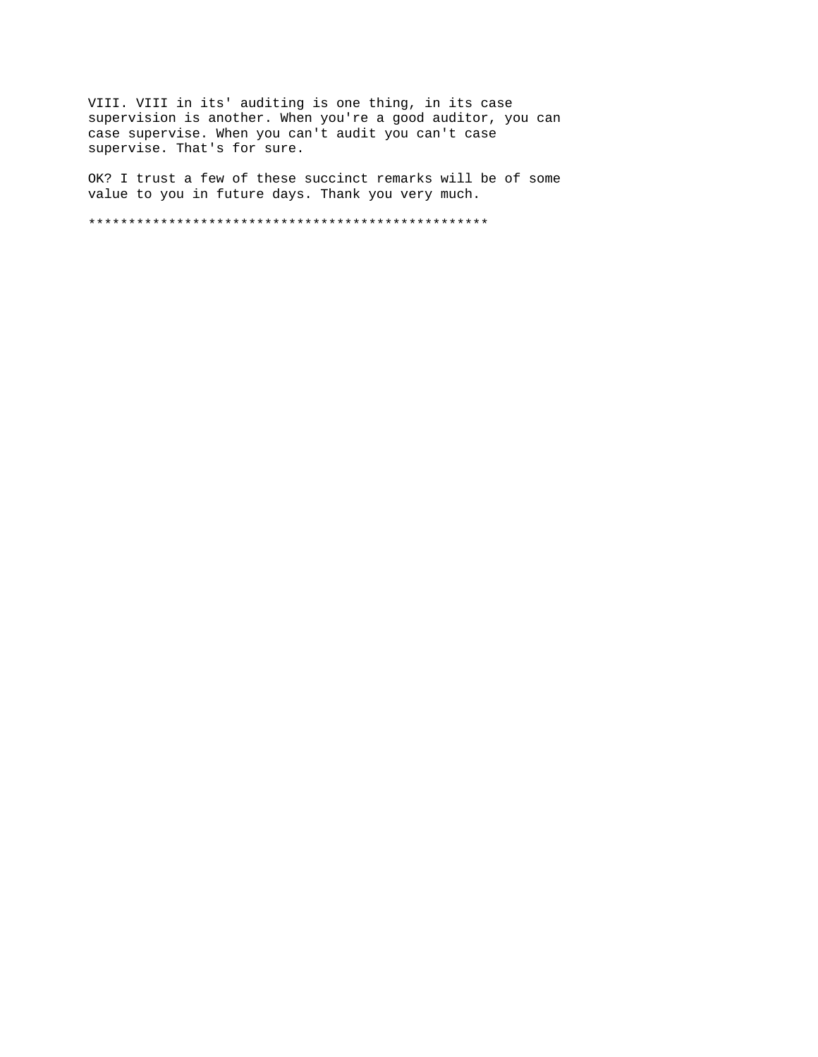VIII. VIII in its' auditing is one thing, in its case supervision is another. When you're a good auditor, you can case supervise. When you can't audit you can't case supervise. That's for sure.

OK? I trust a few of these succinct remarks will be of some value to you in future days. Thank you very much.

**************************************************